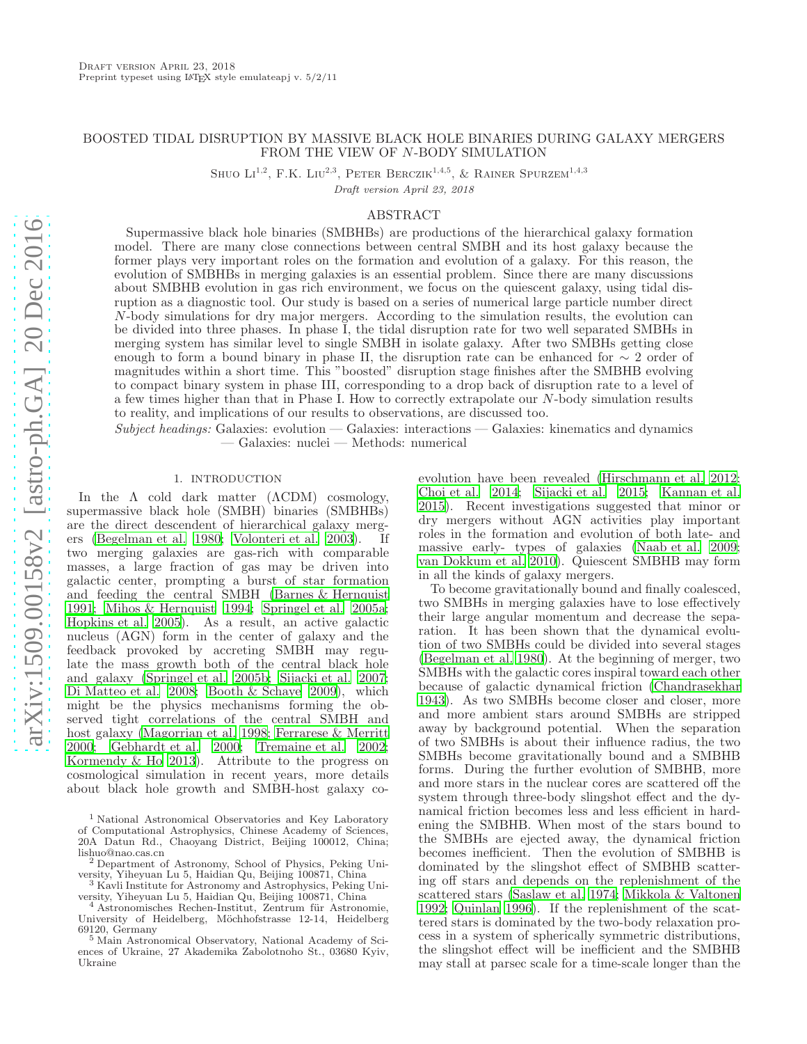Draft version April 23, 2018
Preprint typeset using LaTeX style emulateapj v. 5/2/11

# BOOSTED TIDAL DISRUPTION BY MASSIVE BLACK HOLE BINARIES DURING GALAXY MERGERS FROM THE VIEW OF *N*-BODY SIMULATION

Shuo Li[1,2], F.K. Liu[2,3], Peter Berczik[1,4,5], & Rainer Spurzem[1,4,3]

*Draft version April 23, 2018*

## ABSTRACT

Supermassive black hole binaries (SMBHBs) are productions of the hierarchical galaxy formation model. There are many close connections between central SMBH and its host galaxy because the former plays very important roles on the formation and evolution of a galaxy. For this reason, the evolution of SMBHBs in merging galaxies is an essential problem. Since there are many discussions about SMBHB evolution in gas rich environment, we focus on the quiescent galaxy, using tidal disruption as a diagnostic tool. Our study is based on a series of numerical large particle number direct *N*-body simulations for dry major mergers. According to the simulation results, the evolution can be divided into three phases. In phase I, the tidal disruption rate for two well separated SMBHs in merging system has similar level to single SMBH in isolate galaxy. After two SMBHs getting close enough to form a bound binary in phase II, the disruption rate can be enhanced for $\sim 2$ order of magnitudes within a short time. This "boosted" disruption stage finishes after the SMBHB evolving to compact binary system in phase III, corresponding to a drop back of disruption rate to a level of a few times higher than that in Phase I. How to correctly extrapolate our *N*-body simulation results to reality, and implications of our results to observations, are discussed too.

*Subject headings:* Galaxies: evolution — Galaxies: interactions — Galaxies: kinematics and dynamics — Galaxies: nuclei — Methods: numerical

## 1. INTRODUCTION

In the $\Lambda$ cold dark matter ($\Lambda$CDM) cosmology, supermassive black hole (SMBH) binaries (SMBHBs) are the direct descendent of hierarchical galaxy mergers (Begelman et al. 1980; Volonteri et al. 2003). If two merging galaxies are gas-rich with comparable masses, a large fraction of gas may be driven into galactic center, prompting a burst of star formation and feeding the central SMBH (Barnes & Hernquist 1991; Mihos & Hernquist 1994; Springel et al. 2005a; Hopkins et al. 2005). As a result, an active galactic nucleus (AGN) form in the center of galaxy and the feedback provoked by accreting SMBH may regulate the mass growth both of the central black hole and galaxy (Springel et al. 2005b; Sijacki et al. 2007; Di Matteo et al. 2008; Booth & Schaye 2009), which might be the physics mechanisms forming the observed tight correlations of the central SMBH and host galaxy (Magorrian et al. 1998; Ferrarese & Merritt 2000; Gebhardt et al. 2000; Tremaine et al. 2002; Kormendy & Ho 2013). Attribute to the progress on cosmological simulation in recent years, more details about black hole growth and SMBH-host galaxy coevolution have been revealed (Hirschmann et al. 2012; Choi et al. 2014; Sijacki et al. 2015; Kannan et al. 2015). Recent investigations suggested that minor or dry mergers without AGN activities play important roles in the formation and evolution of both late- and massive early- types of galaxies (Naab et al. 2009; van Dokkum et al. 2010). Quiescent SMBHB may form in all the kinds of galaxy mergers.

To become gravitationally bound and finally coalesced, two SMBHs in merging galaxies have to lose effectively their large angular momentum and decrease the separation. It has been shown that the dynamical evolution of two SMBHs could be divided into several stages (Begelman et al. 1980). At the beginning of merger, two SMBHs with the galactic cores inspiral toward each other because of galactic dynamical friction (Chandrasekhar 1943). As two SMBHs become closer and closer, more and more ambient stars around SMBHs are stripped away by background potential. When the separation of two SMBHs is about their influence radius, the two SMBHs become gravitationally bound and a SMBHB forms. During the further evolution of SMBHB, more and more stars in the nuclear cores are scattered off the system through three-body slingshot effect and the dynamical friction becomes less and less efficient in hardening the SMBHB. When most of the stars bound to the SMBHs are ejected away, the dynamical friction becomes inefficient. Then the evolution of SMBHB is dominated by the slingshot effect of SMBHB scattering off stars and depends on the replenishment of the scattered stars (Saslaw et al. 1974; Mikkola & Valtonen 1992; Quinlan 1996). If the replenishment of the scattered stars is dominated by the two-body relaxation process in a system of spherically symmetric distributions, the slingshot effect will be inefficient and the SMBHB may stall at parsec scale for a time-scale longer than the

[1] National Astronomical Observatories and Key Laboratory of Computational Astrophysics, Chinese Academy of Sciences, 20A Datun Rd., Chaoyang District, Beijing 100012, China; lishuo@nao.cas.cn
[2] Department of Astronomy, School of Physics, Peking University, Yiheyuan Lu 5, Haidian Qu, Beijing 100871, China
[3] Kavli Institute for Astronomy and Astrophysics, Peking University, Yiheyuan Lu 5, Haidian Qu, Beijing 100871, China
[4] Astronomisches Rechen-Institut, Zentrum für Astronomie, University of Heidelberg, Möchhofstrasse 12-14, Heidelberg 69120, Germany
[5] Main Astronomical Observatory, National Academy of Sciences of Ukraine, 27 Akademika Zabolotnoho St., 03680 Kyiv, Ukraine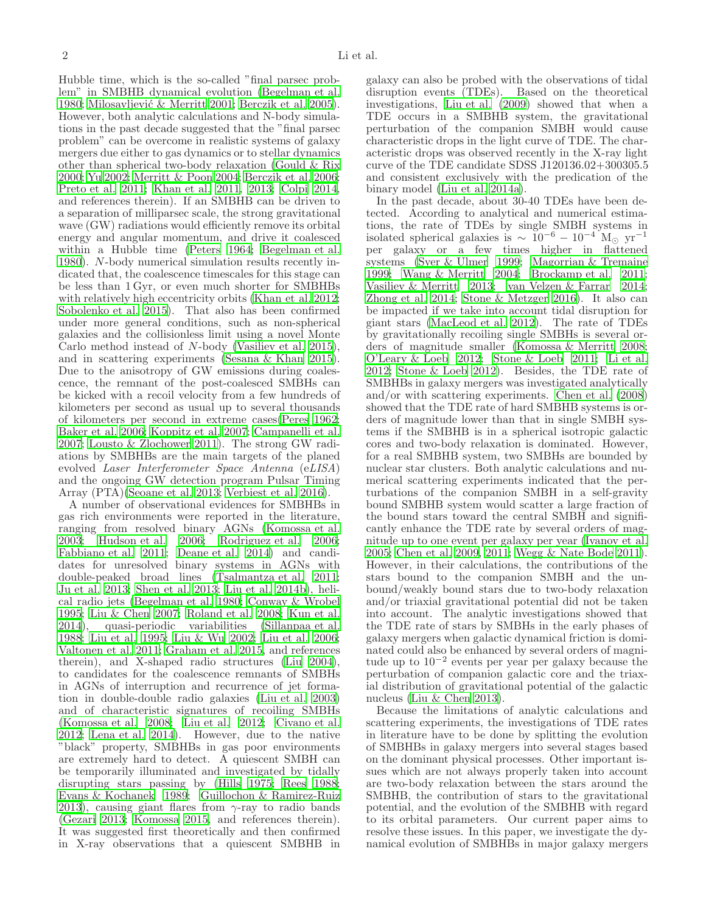Hubble time, which is the so-called "final parsec problem" in SMBHB dynamical evolution (Begelman et al. 1980; Milosavljević & Merritt 2001; Berczik et al. 2005). However, both analytic calculations and N-body simulations in the past decade suggested that the "final parsec problem" can be overcome in realistic systems of galaxy mergers due either to gas dynamics or to stellar dynamics other than spherical two-body relaxation (Gould & Rix 2000; Yu 2002; Merritt & Poon 2004; Berczik et al. 2006; Preto et al. 2011; Khan et al. 2011, 2013; Colpi 2014, and references therein). If an SMBHB can be driven to a separation of milliparsec scale, the strong gravitational wave (GW) radiations would efficiently remove its orbital energy and angular momentum, and drive it coalesced within a Hubble time (Peters 1964; Begelman et al. 1980). *N*-body numerical simulation results recently indicated that, the coalescence timescales for this stage can be less than 1 Gyr, or even much shorter for SMBHBs with relatively high eccentricity orbits (Khan et al. 2012; Sobolenko et al. 2015). That also has been confirmed under more general conditions, such as non-spherical galaxies and the collisionless limit using a novel Monte Carlo method instead of *N*-body (Vasiliev et al. 2015), and in scattering experiments (Sesana & Khan 2015). Due to the anisotropy of GW emissions during coalescence, the remnant of the post-coalesced SMBHs can be kicked with a recoil velocity from a few hundreds of kilometers per second as usual up to several thousands of kilometers per second in extreme cases(Peres 1962; Baker et al. 2006; Koppitz et al. 2007; Campanelli et al. 2007; Lousto & Zlochower 2011). The strong GW radiations by SMBHBs are the main targets of the planed evolved *Laser Interferometer Space Antenna* (e*LISA*) and the ongoing GW detection program Pulsar Timing Array (PTA)(Seoane et al. 2013; Verbiest et al. 2016).

A number of observational evidences for SMBHBs in gas rich environments were reported in the literature, ranging from resolved binary AGNs (Komossa et al. 2003; Hudson et al. 2006; Rodriguez et al. 2006; Fabbiano et al. 2011; Deane et al. 2014) and candidates for unresolved binary systems in AGNs with double-peaked broad lines (Tsalmantza et al. 2011; Ju et al. 2013; Shen et al. 2013; Liu et al. 2014b), helical radio jets (Begelman et al. 1980; Conway & Wrobel 1995; Liu & Chen 2007; Roland et al. 2008; Kun et al. 2014), quasi-periodic variabilities (Sillanpaa et al. 1988; Liu et al. 1995; Liu & Wu 2002; Liu et al. 2006; Valtonen et al. 2011; Graham et al. 2015, and references therein), and X-shaped radio structures (Liu 2004), to candidates for the coalescence remnants of SMBHs in AGNs of interruption and recurrence of jet formation in double-double radio galaxies (Liu et al. 2003) and of characteristic signatures of recoiling SMBHs (Komossa et al. 2008; Liu et al. 2012; Civano et al. 2012; Lena et al. 2014). However, due to the native "black" property, SMBHBs in gas poor environments are extremely hard to detect. A quiescent SMBH can be temporarily illuminated and investigated by tidally disrupting stars passing by (Hills 1975; Rees 1988; Evans & Kochanek 1989; Guillochon & Ramirez-Ruiz 2013), causing giant flares from $\gamma$-ray to radio bands (Gezari 2013; Komossa 2015, and references therein). It was suggested first theoretically and then confirmed in X-ray observations that a quiescent SMBHB in galaxy can also be probed with the observations of tidal disruption events (TDEs). Based on the theoretical investigations, Liu et al. (2009) showed that when a TDE occurs in a SMBHB system, the gravitational perturbation of the companion SMBH would cause characteristic drops in the light curve of TDE. The characteristic drops was observed recently in the X-ray light curve of the TDE candidate SDSS J120136.02+300305.5 and consistent exclusively with the predication of the binary model (Liu et al. 2014a).

In the past decade, about 30-40 TDEs have been detected. According to analytical and numerical estimations, the rate of TDEs by single SMBH systems in isolated spherical galaxies is $\sim 10^{-6} - 10^{-4}$ M$_{\odot}$ yr$^{-1}$ per galaxy or a few times higher in flattened systems (Syer & Ulmer 1999; Magorrian & Tremaine 1999; Wang & Merritt 2004; Brockamp et al. 2011; Vasiliev & Merritt 2013; van Velzen & Farrar 2014; Zhong et al. 2014; Stone & Metzger 2016). It also can be impacted if we take into account tidal disruption for giant stars (MacLeod et al. 2012). The rate of TDEs by gravitationally recoiling single SMBHs is several orders of magnitude smaller (Komossa & Merritt 2008; O'Leary & Loeb 2012; Stone & Loeb 2011; Li et al. 2012; Stone & Loeb 2012). Besides, the TDE rate of SMBHBs in galaxy mergers was investigated analytically and/or with scattering experiments. Chen et al. (2008) showed that the TDE rate of hard SMBHB systems is orders of magnitude lower than that in single SMBH systems if the SMBHB is in a spherical isotropic galactic cores and two-body relaxation is dominated. However, for a real SMBHB system, two SMBHs are bounded by nuclear star clusters. Both analytic calculations and numerical scattering experiments indicated that the perturbations of the companion SMBH in a self-gravity bound SMBHB system would scatter a large fraction of the bound stars toward the central SMBH and significantly enhance the TDE rate by several orders of magnitude up to one event per galaxy per year (Ivanov et al. 2005; Chen et al. 2009, 2011; Wegg & Nate Bode 2011). However, in their calculations, the contributions of the stars bound to the companion SMBH and the unbound/weakly bound stars due to two-body relaxation and/or triaxial gravitational potential did not be taken into account. The analytic investigations showed that the TDE rate of stars by SMBHs in the early phases of galaxy mergers when galactic dynamical friction is dominated could also be enhanced by several orders of magnitude up to $10^{-2}$ events per year per galaxy because the perturbation of companion galactic core and the triaxial distribution of gravitational potential of the galactic nucleus (Liu & Chen 2013).

Because the limitations of analytic calculations and scattering experiments, the investigations of TDE rates in literature have to be done by splitting the evolution of SMBHBs in galaxy mergers into several stages based on the dominant physical processes. Other important issues which are not always properly taken into account are two-body relaxation between the stars around the SMBHB, the contribution of stars to the gravitational potential, and the evolution of the SMBHB with regard to its orbital parameters. Our current paper aims to resolve these issues. In this paper, we investigate the dynamical evolution of SMBHBs in major galaxy mergers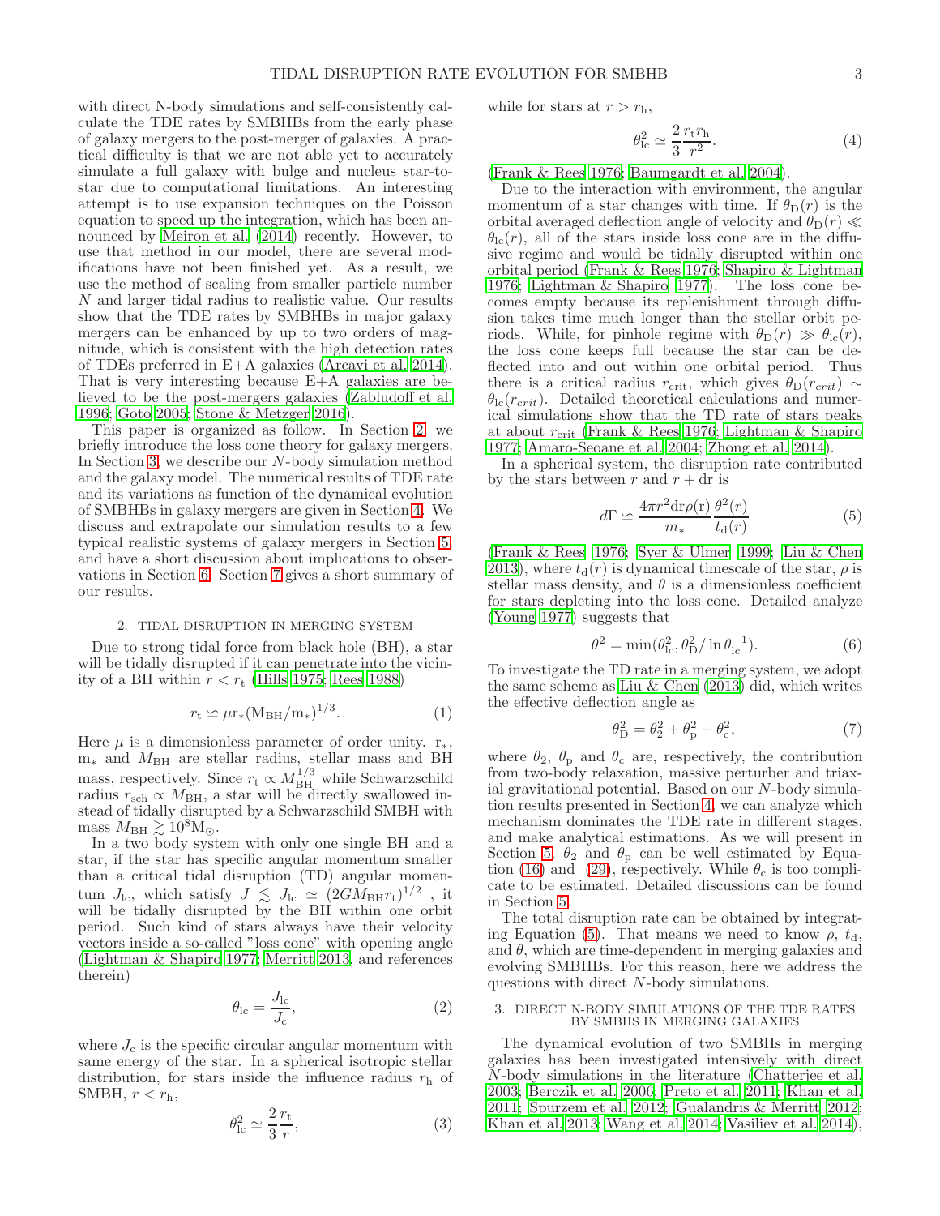with direct N-body simulations and self-consistently calculate the TDE rates by SMBHBs from the early phase of galaxy mergers to the post-merger of galaxies. A practical difficulty is that we are not able yet to accurately simulate a full galaxy with bulge and nucleus star-to-star due to computational limitations. An interesting attempt is to use expansion techniques on the Poisson equation to speed up the integration, which has been announced by Meiron et al. (2014) recently. However, to use that method in our model, there are several modifications have not been finished yet. As a result, we use the method of scaling from smaller particle number $N$ and larger tidal radius to realistic value. Our results show that the TDE rates by SMBHBs in major galaxy mergers can be enhanced by up to two orders of magnitude, which is consistent with the high detection rates of TDEs preferred in E+A galaxies (Arcavi et al. 2014). That is very interesting because E+A galaxies are believed to be the post-mergers galaxies (Zabludoff et al. 1996; Goto 2005; Stone & Metzger 2016).

This paper is organized as follow. In Section 2, we briefly introduce the loss cone theory for galaxy mergers. In Section 3, we describe our $N$-body simulation method and the galaxy model. The numerical results of TDE rate and its variations as function of the dynamical evolution of SMBHBs in galaxy mergers are given in Section 4. We discuss and extrapolate our simulation results to a few typical realistic systems of galaxy mergers in Section 5, and have a short discussion about implications to observations in Section 6. Section 7 gives a short summary of our results.

## 2. TIDAL DISRUPTION IN MERGING SYSTEM

Due to strong tidal force from black hole (BH), a star will be tidally disrupted if it can penetrate into the vicinity of a BH within $r < r_{\rm t}$ (Hills 1975; Rees 1988)

$$r_{\rm t} \simeq \mu r_*(M_{\rm BH}/m_*)^{1/3}. \quad (1)$$

Here $\mu$ is a dimensionless parameter of order unity. $r_*$, $m_*$ and $M_{\rm BH}$ are stellar radius, stellar mass and BH mass, respectively. Since $r_{\rm t} \propto M_{\rm BH}^{1/3}$ while Schwarzschild radius $r_{\rm sch} \propto M_{\rm BH}$, a star will be directly swallowed instead of tidally disrupted by a Schwarzschild SMBH with mass $M_{\rm BH} \gtrsim 10^8 M_\odot$.

In a two body system with only one single BH and a star, if the star has specific angular momentum smaller than a critical tidal disruption (TD) angular momentum $J_{\rm lc}$, which satisfy $J \lesssim J_{\rm lc} \simeq (2GM_{\rm BH}r_{\rm t})^{1/2}$ , it will be tidally disrupted by the BH within one orbit period. Such kind of stars always have their velocity vectors inside a so-called "loss cone" with opening angle (Lightman & Shapiro 1977; Merritt 2013, and references therein)

$$\theta_{\rm lc} = \frac{J_{\rm lc}}{J_{\rm c}}, \quad (2)$$

where $J_{\rm c}$ is the specific circular angular momentum with same energy of the star. In a spherical isotropic stellar distribution, for stars inside the influence radius $r_{\rm h}$ of SMBH, $r < r_{\rm h}$,

$$\theta_{\rm lc}^2 \simeq \frac{2}{3}\frac{r_{\rm t}}{r}, \quad (3)$$

while for stars at $r > r_{\rm h}$,

$$\theta_{\rm lc}^2 \simeq \frac{2}{3}\frac{r_{\rm t} r_{\rm h}}{r^2}. \quad (4)$$

(Frank & Rees 1976; Baumgardt et al. 2004).

Due to the interaction with environment, the angular momentum of a star changes with time. If $\theta_{\rm D}(r)$ is the orbital averaged deflection angle of velocity and $\theta_{\rm D}(r) \ll \theta_{\rm lc}(r)$, all of the stars inside loss cone are in the diffusive regime and would be tidally disrupted within one orbital period (Frank & Rees 1976; Shapiro & Lightman 1976; Lightman & Shapiro 1977). The loss cone becomes empty because its replenishment through diffusion takes time much longer than the stellar orbit periods. While, for pinhole regime with $\theta_{\rm D}(r) \gg \theta_{\rm lc}(r)$, the loss cone keeps full because the star can be deflected into and out within one orbital period. Thus there is a critical radius $r_{\rm crit}$, which gives $\theta_{\rm D}(r_{crit}) \sim \theta_{\rm lc}(r_{crit})$. Detailed theoretical calculations and numerical simulations show that the TD rate of stars peaks at about $r_{\rm crit}$ (Frank & Rees 1976; Lightman & Shapiro 1977; Amaro-Seoane et al. 2004; Zhong et al. 2014).

In a spherical system, the disruption rate contributed by the stars between $r$ and $r + {\rm d}r$ is

$$d\Gamma \simeq \frac{4\pi r^2 {\rm d}r \rho({\rm r})}{m_*}\frac{\theta^2(r)}{t_{\rm d}(r)} \quad (5)$$

(Frank & Rees 1976; Syer & Ulmer 1999; Liu & Chen 2013), where $t_{\rm d}(r)$ is dynamical timescale of the star, $\rho$ is stellar mass density, and $\theta$ is a dimensionless coefficient for stars depleting into the loss cone. Detailed analyze (Young 1977) suggests that

$$\theta^2 = \min(\theta_{\rm lc}^2, \theta_{\rm D}^2/\ln\theta_{\rm lc}^{-1}). \quad (6)$$

To investigate the TD rate in a merging system, we adopt the same scheme as Liu & Chen (2013) did, which writes the effective deflection angle as

$$\theta_{\rm D}^2 = \theta_2^2 + \theta_{\rm p}^2 + \theta_{\rm c}^2, \quad (7)$$

where $\theta_2$, $\theta_{\rm p}$ and $\theta_{\rm c}$ are, respectively, the contribution from two-body relaxation, massive perturber and triaxial gravitational potential. Based on our $N$-body simulation results presented in Section 4, we can analyze which mechanism dominates the TDE rate in different stages, and make analytical estimations. As we will present in Section 5, $\theta_2$ and $\theta_{\rm p}$ can be well estimated by Equation (16) and (29), respectively. While $\theta_{\rm c}$ is too complicate to be estimated. Detailed discussions can be found in Section 5.

The total disruption rate can be obtained by integrating Equation (5). That means we need to know $\rho$, $t_{\rm d}$, and $\theta$, which are time-dependent in merging galaxies and evolving SMBHBs. For this reason, here we address the questions with direct $N$-body simulations.

## 3. DIRECT N-BODY SIMULATIONS OF THE TDE RATES BY SMBHS IN MERGING GALAXIES

The dynamical evolution of two SMBHs in merging galaxies has been investigated intensively with direct $N$-body simulations in the literature (Chatterjee et al. 2003; Berczik et al. 2006; Preto et al. 2011; Khan et al. 2011; Spurzem et al. 2012; Gualandris & Merritt 2012; Khan et al. 2013; Wang et al. 2014; Vasiliev et al. 2014),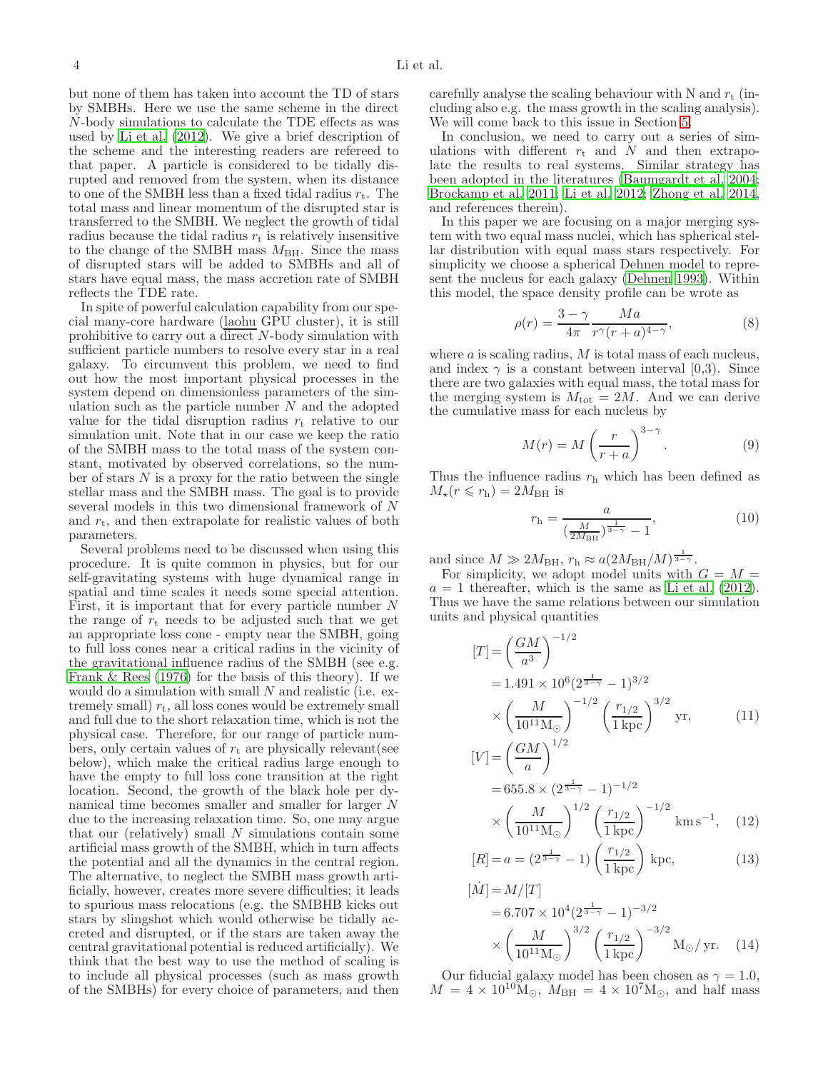but none of them has taken into account the TD of stars by SMBHs. Here we use the same scheme in the direct $N$-body simulations to calculate the TDE effects as was used by Li et al. (2012). We give a brief description of the scheme and the interesting readers are refereed to that paper. A particle is considered to be tidally disrupted and removed from the system, when its distance to one of the SMBH less than a fixed tidal radius $r_{\rm t}$. The total mass and linear momentum of the disrupted star is transferred to the SMBH. We neglect the growth of tidal radius because the tidal radius $r_{\rm t}$ is relatively insensitive to the change of the SMBH mass $M_{\rm BH}$. Since the mass of disrupted stars will be added to SMBHs and all of stars have equal mass, the mass accretion rate of SMBH reflects the TDE rate.

In spite of powerful calculation capability from our special many-core hardware (laohu GPU cluster), it is still prohibitive to carry out a direct $N$-body simulation with sufficient particle numbers to resolve every star in a real galaxy. To circumvent this problem, we need to find out how the most important physical processes in the system depend on dimensionless parameters of the simulation such as the particle number $N$ and the adopted value for the tidal disruption radius $r_{\rm t}$ relative to our simulation unit. Note that in our case we keep the ratio of the SMBH mass to the total mass of the system constant, motivated by observed correlations, so the number of stars $N$ is a proxy for the ratio between the single stellar mass and the SMBH mass. The goal is to provide several models in this two dimensional framework of $N$ and $r_{\rm t}$, and then extrapolate for realistic values of both parameters.

Several problems need to be discussed when using this procedure. It is quite common in physics, but for our self-gravitating systems with huge dynamical range in spatial and time scales it needs some special attention. First, it is important that for every particle number $N$ the range of $r_{\rm t}$ needs to be adjusted such that we get an appropriate loss cone - empty near the SMBH, going to full loss cones near a critical radius in the vicinity of the gravitational influence radius of the SMBH (see e.g. Frank & Rees (1976) for the basis of this theory). If we would do a simulation with small $N$ and realistic (i.e. extremely small) $r_{\rm t}$, all loss cones would be extremely small and full due to the short relaxation time, which is not the physical case. Therefore, for our range of particle numbers, only certain values of $r_{\rm t}$ are physically relevant(see below), which make the critical radius large enough to have the empty to full loss cone transition at the right location. Second, the growth of the black hole per dynamical time becomes smaller and smaller for larger $N$ due to the increasing relaxation time. So, one may argue that our (relatively) small $N$ simulations contain some artificial mass growth of the SMBH, which in turn affects the potential and all the dynamics in the central region. The alternative, to neglect the SMBH mass growth artificially, however, creates more severe difficulties; it leads to spurious mass relocations (e.g. the SMBHB kicks out stars by slingshot which would otherwise be tidally accreted and disrupted, or if the stars are taken away the central gravitational potential is reduced artificially). We think that the best way to use the method of scaling is to include all physical processes (such as mass growth of the SMBHs) for every choice of parameters, and then carefully analyse the scaling behaviour with N and $r_{\rm t}$ (including also e.g. the mass growth in the scaling analysis). We will come back to this issue in Section 5.

In conclusion, we need to carry out a series of simulations with different $r_{\rm t}$ and $N$ and then extrapolate the results to real systems. Similar strategy has been adopted in the literatures (Baumgardt et al. 2004; Brockamp et al. 2011; Li et al. 2012; Zhong et al. 2014, and references therein).

In this paper we are focusing on a major merging system with two equal mass nuclei, which has spherical stellar distribution with equal mass stars respectively. For simplicity we choose a spherical Dehnen model to represent the nucleus for each galaxy (Dehnen 1993). Within this model, the space density profile can be wrote as

$$\rho(r) = \frac{3-\gamma}{4\pi}\frac{Ma}{r^{\gamma}(r+a)^{4-\gamma}}, \tag{8}$$

where $a$ is scaling radius, $M$ is total mass of each nucleus, and index $\gamma$ is a constant between interval [0,3). Since there are two galaxies with equal mass, the total mass for the merging system is $M_{\rm tot} = 2M$. And we can derive the cumulative mass for each nucleus by

$$M(r) = M\left(\frac{r}{r+a}\right)^{3-\gamma}. \tag{9}$$

Thus the influence radius $r_{\rm h}$ which has been defined as $M_{\star}(r \leqslant r_{\rm h}) = 2M_{\rm BH}$ is

$$r_{\rm h} = \frac{a}{(\frac{M}{2M_{\rm BH}})^{\frac{1}{3-\gamma}} - 1}, \tag{10}$$

and since $M \gg 2M_{\rm BH}$, $r_{\rm h} \approx a(2M_{\rm BH}/M)^{\frac{1}{3-\gamma}}$.

For simplicity, we adopt model units with $G = M = a = 1$ thereafter, which is the same as Li et al. (2012). Thus we have the same relations between our simulation units and physical quantities

$$\begin{aligned}
[T] &= \left(\frac{GM}{a^3}\right)^{-1/2} \\
&= 1.491\times10^{6}(2^{\frac{1}{3-\gamma}}-1)^{3/2} \\
&\quad\times\left(\frac{M}{10^{11}\mathrm{M}_{\odot}}\right)^{-1/2}\left(\frac{r_{1/2}}{1\,\mathrm{kpc}}\right)^{3/2}\ \mathrm{yr}, 
\end{aligned}\tag{11}$$

$$\begin{aligned}
[V] &= \left(\frac{GM}{a}\right)^{1/2} \\
&= 655.8\times(2^{\frac{1}{3-\gamma}}-1)^{-1/2} \\
&\quad\times\left(\frac{M}{10^{11}\mathrm{M}_{\odot}}\right)^{1/2}\left(\frac{r_{1/2}}{1\,\mathrm{kpc}}\right)^{-1/2}\ \mathrm{km\,s^{-1}}, 
\end{aligned}\tag{12}$$

$$[R] = a = (2^{\frac{1}{3-\gamma}}-1)\left(\frac{r_{1/2}}{1\,\mathrm{kpc}}\right)\ \mathrm{kpc}, \tag{13}$$

$$\begin{aligned}
[\dot{M}] &= M/[T] \\
&= 6.707\times10^{4}(2^{\frac{1}{3-\gamma}}-1)^{-3/2} \\
&\quad\times\left(\frac{M}{10^{11}\mathrm{M}_{\odot}}\right)^{3/2}\left(\frac{r_{1/2}}{1\,\mathrm{kpc}}\right)^{-3/2}\ \mathrm{M}_{\odot}/\,\mathrm{yr}.
\end{aligned}\tag{14}$$

Our fiducial galaxy model has been chosen as $\gamma = 1.0$, $M = 4\times10^{10}\mathrm{M}_{\odot}$, $M_{\rm BH} = 4\times10^{7}\mathrm{M}_{\odot}$, and half mass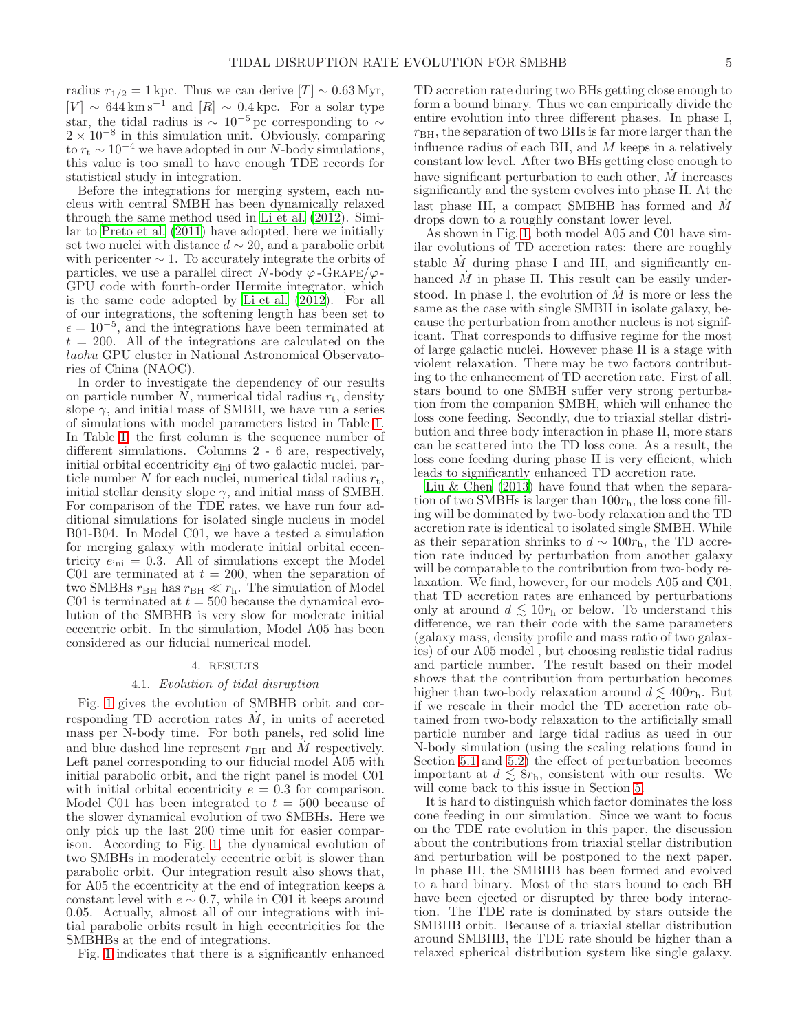radius $r_{1/2} = 1\,\mathrm{kpc}$. Thus we can derive $[T] \sim 0.63\,\mathrm{Myr}$, $[V] \sim 644\,\mathrm{km\,s^{-1}}$ and $[R] \sim 0.4\,\mathrm{kpc}$. For a solar type star, the tidal radius is $\sim 10^{-5}\,\mathrm{pc}$ corresponding to $\sim 2 \times 10^{-8}$ in this simulation unit. Obviously, comparing to $r_{\mathrm{t}} \sim 10^{-4}$ we have adopted in our $N$-body simulations, this value is too small to have enough TDE records for statistical study in integration.

Before the integrations for merging system, each nucleus with central SMBH has been dynamically relaxed through the same method used in Li et al. (2012). Similar to Preto et al. (2011) have adopted, here we initially set two nuclei with distance $d \sim 20$, and a parabolic orbit with pericenter $\sim 1$. To accurately integrate the orbits of particles, we use a parallel direct $N$-body $\varphi$-GRAPE/$\varphi$-GPU code with fourth-order Hermite integrator, which is the same code adopted by Li et al. (2012). For all of our integrations, the softening length has been set to $\epsilon = 10^{-5}$, and the integrations have been terminated at $t = 200$. All of the integrations are calculated on the *laohu* GPU cluster in National Astronomical Observatories of China (NAOC).

In order to investigate the dependency of our results on particle number $N$, numerical tidal radius $r_{\mathrm{t}}$, density slope $\gamma$, and initial mass of SMBH, we have run a series of simulations with model parameters listed in Table 1. In Table 1, the first column is the sequence number of different simulations. Columns 2 - 6 are, respectively, initial orbital eccentricity $e_{\mathrm{ini}}$ of two galactic nuclei, particle number $N$ for each nuclei, numerical tidal radius $r_{\mathrm{t}}$, initial stellar density slope $\gamma$, and initial mass of SMBH. For comparison of the TDE rates, we have run four additional simulations for isolated single nucleus in model B01-B04. In Model C01, we have a tested a simulation for merging galaxy with moderate initial orbital eccentricity $e_{\mathrm{ini}} = 0.3$. All of simulations except the Model C01 are terminated at $t = 200$, when the separation of two SMBHs $r_{\mathrm{BH}}$ has $r_{\mathrm{BH}} \ll r_{\mathrm{h}}$. The simulation of Model C01 is terminated at $t = 500$ because the dynamical evolution of the SMBHB is very slow for moderate initial eccentric orbit. In the simulation, Model A05 has been considered as our fiducial numerical model.

## 4. RESULTS

### 4.1. *Evolution of tidal disruption*

Fig. 1 gives the evolution of SMBHB orbit and corresponding TD accretion rates $\dot{M}$, in units of accreted mass per N-body time. For both panels, red solid line and blue dashed line represent $r_{\mathrm{BH}}$ and $\dot{M}$ respectively. Left panel corresponding to our fiducial model A05 with initial parabolic orbit, and the right panel is model C01 with initial orbital eccentricity $e = 0.3$ for comparison. Model C01 has been integrated to $t = 500$ because of the slower dynamical evolution of two SMBHs. Here we only pick up the last 200 time unit for easier comparison. According to Fig. 1, the dynamical evolution of two SMBHs in moderately eccentric orbit is slower than parabolic orbit. Our integration result also shows that, for A05 the eccentricity at the end of integration keeps a constant level with $e \sim 0.7$, while in C01 it keeps around 0.05. Actually, almost all of our integrations with initial parabolic orbits result in high eccentricities for the SMBHBs at the end of integrations.

Fig. 1 indicates that there is a significantly enhanced TD accretion rate during two BHs getting close enough to form a bound binary. Thus we can empirically divide the entire evolution into three different phases. In phase I, $r_{\mathrm{BH}}$, the separation of two BHs is far more larger than the influence radius of each BH, and $\dot{M}$ keeps in a relatively constant low level. After two BHs getting close enough to have significant perturbation to each other, $\dot{M}$ increases significantly and the system evolves into phase II. At the last phase III, a compact SMBHB has formed and $\dot{M}$ drops down to a roughly constant lower level.

As shown in Fig. 1, both model A05 and C01 have similar evolutions of TD accretion rates: there are roughly stable $\dot{M}$ during phase I and III, and significantly enhanced $\dot{M}$ in phase II. This result can be easily understood. In phase I, the evolution of $\dot{M}$ is more or less the same as the case with single SMBH in isolate galaxy, because the perturbation from another nucleus is not significant. That corresponds to diffusive regime for the most of large galactic nuclei. However phase II is a stage with violent relaxation. There may be two factors contributing to the enhancement of TD accretion rate. First of all, stars bound to one SMBH suffer very strong perturbation from the companion SMBH, which will enhance the loss cone feeding. Secondly, due to triaxial stellar distribution and three body interaction in phase II, more stars can be scattered into the TD loss cone. As a result, the loss cone feeding during phase II is very efficient, which leads to significantly enhanced TD accretion rate.

Liu & Chen (2013) have found that when the separation of two SMBHs is larger than $100r_{\mathrm{h}}$, the loss cone filling will be dominated by two-body relaxation and the TD accretion rate is identical to isolated single SMBH. While as their separation shrinks to $d \sim 100r_{\mathrm{h}}$, the TD accretion rate induced by perturbation from another galaxy will be comparable to the contribution from two-body relaxation. We find, however, for our models A05 and C01, that TD accretion rates are enhanced by perturbations only at around $d \lesssim 10r_{\mathrm{h}}$ or below. To understand this difference, we ran their code with the same parameters (galaxy mass, density profile and mass ratio of two galaxies) of our A05 model , but choosing realistic tidal radius and particle number. The result based on their model shows that the contribution from perturbation becomes higher than two-body relaxation around $d \lesssim 400r_{\mathrm{h}}$. But if we rescale in their model the TD accretion rate obtained from two-body relaxation to the artificially small particle number and large tidal radius as used in our N-body simulation (using the scaling relations found in Section 5.1 and 5.2) the effect of perturbation becomes important at $d \lesssim 8r_{\mathrm{h}}$, consistent with our results. We will come back to this issue in Section 5.

It is hard to distinguish which factor dominates the loss cone feeding in our simulation. Since we want to focus on the TDE rate evolution in this paper, the discussion about the contributions from triaxial stellar distribution and perturbation will be postponed to the next paper. In phase III, the SMBHB has been formed and evolved to a hard binary. Most of the stars bound to each BH have been ejected or disrupted by three body interaction. The TDE rate is dominated by stars outside the SMBHB orbit. Because of a triaxial stellar distribution around SMBHB, the TDE rate should be higher than a relaxed spherical distribution system like single galaxy.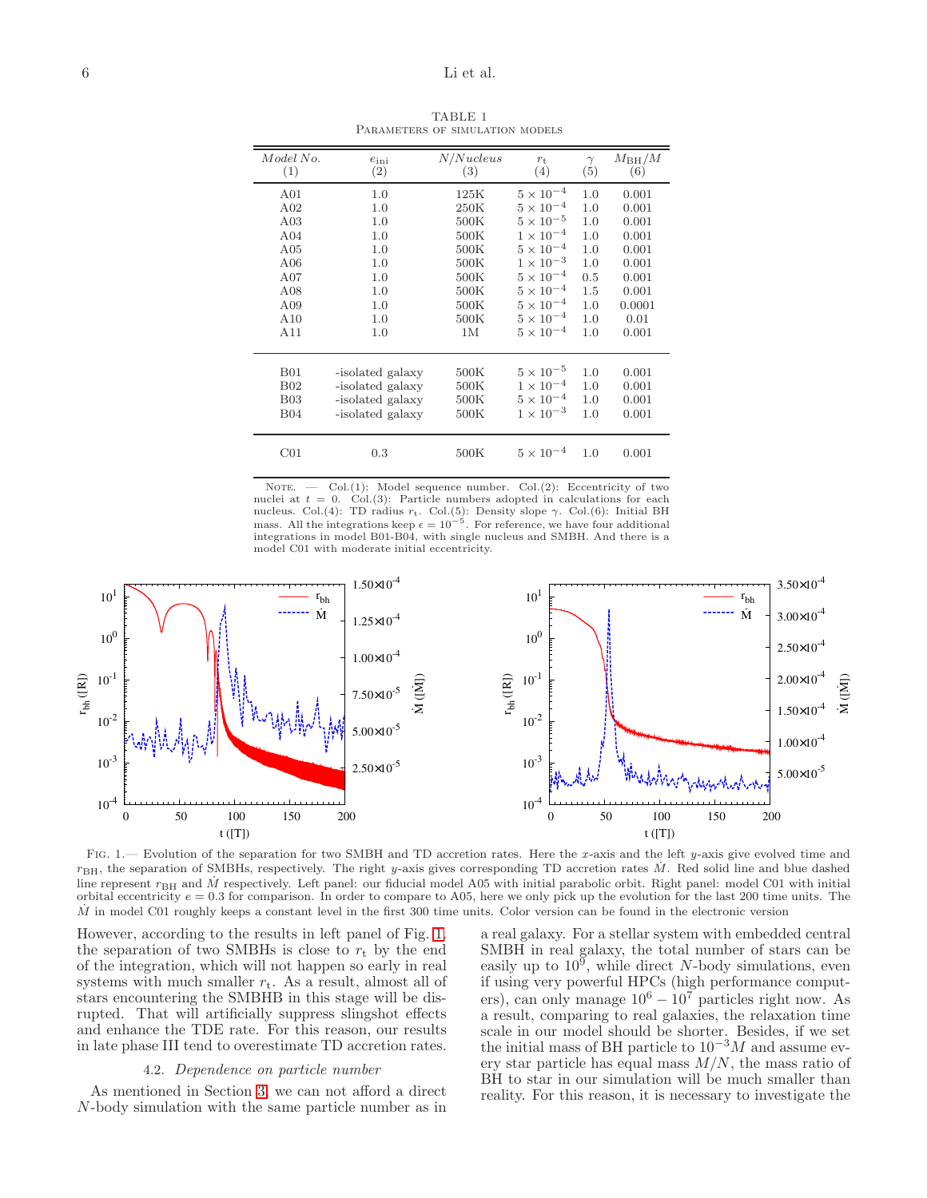TABLE 1
Parameters of simulation models

| *Model No.* (1) | $e_{\rm ini}$ (2) | *N/Nucleus* (3) | $r_{\rm t}$ (4) | $\gamma$ (5) | $M_{\rm BH}/M$ (6) |
|---|---|---|---|---|---|
| A01 | 1.0 | 125K | $5\times10^{-4}$ | 1.0 | 0.001 |
| A02 | 1.0 | 250K | $5\times10^{-4}$ | 1.0 | 0.001 |
| A03 | 1.0 | 500K | $5\times10^{-5}$ | 1.0 | 0.001 |
| A04 | 1.0 | 500K | $1\times10^{-4}$ | 1.0 | 0.001 |
| A05 | 1.0 | 500K | $5\times10^{-4}$ | 1.0 | 0.001 |
| A06 | 1.0 | 500K | $1\times10^{-3}$ | 1.0 | 0.001 |
| A07 | 1.0 | 500K | $5\times10^{-4}$ | 0.5 | 0.001 |
| A08 | 1.0 | 500K | $5\times10^{-4}$ | 1.5 | 0.001 |
| A09 | 1.0 | 500K | $5\times10^{-4}$ | 1.0 | 0.0001 |
| A10 | 1.0 | 500K | $5\times10^{-4}$ | 1.0 | 0.01 |
| A11 | 1.0 | 1M | $5\times10^{-4}$ | 1.0 | 0.001 |
| B01 | -isolated galaxy | 500K | $5\times10^{-5}$ | 1.0 | 0.001 |
| B02 | -isolated galaxy | 500K | $1\times10^{-4}$ | 1.0 | 0.001 |
| B03 | -isolated galaxy | 500K | $5\times10^{-4}$ | 1.0 | 0.001 |
| B04 | -isolated galaxy | 500K | $1\times10^{-3}$ | 1.0 | 0.001 |
| C01 | 0.3 | 500K | $5\times10^{-4}$ | 1.0 | 0.001 |

Note. — Col.(1): Model sequence number. Col.(2): Eccentricity of two nuclei at $t = 0$. Col.(3): Particle numbers adopted in calculations for each nucleus. Col.(4): TD radius $r_{\rm t}$. Col.(5): Density slope $\gamma$. Col.(6): Initial BH mass. All the integrations keep $\epsilon = 10^{-5}$. For reference, we have four additional integrations in model B01-B04, with single nucleus and SMBH. And there is a model C01 with moderate initial eccentricity.

Fig. 1.— Evolution of the separation for two SMBH and TD accretion rates. Here the $x$-axis and the left $y$-axis give evolved time and $r_{\rm BH}$, the separation of SMBHs, respectively. The right $y$-axis gives corresponding TD accretion rates $\dot{M}$. Red solid line and blue dashed line represent $r_{\rm BH}$ and $\dot{M}$ respectively. Left panel: our fiducial model A05 with initial parabolic orbit. Right panel: model C01 with initial orbital eccentricity $e = 0.3$ for comparison. In order to compare to A05, here we only pick up the evolution for the last 200 time units. The $\dot{M}$ in model C01 roughly keeps a constant level in the first 300 time units. Color version can be found in the electronic version

However, according to the results in left panel of Fig. 1, the separation of two SMBHs is close to $r_{\rm t}$ by the end of the integration, which will not happen so early in real systems with much smaller $r_{\rm t}$. As a result, almost all of stars encountering the SMBHB in this stage will be disrupted. That will artificially suppress slingshot effects and enhance the TDE rate. For this reason, our results in late phase III tend to overestimate TD accretion rates.

### 4.2. *Dependence on particle number*

As mentioned in Section 3, we can not afford a direct $N$-body simulation with the same particle number as in a real galaxy. For a stellar system with embedded central SMBH in real galaxy, the total number of stars can be easily up to $10^9$, while direct $N$-body simulations, even if using very powerful HPCs (high performance computers), can only manage $10^6-10^7$ particles right now. As a result, comparing to real galaxies, the relaxation time scale in our model should be shorter. Besides, if we set the initial mass of BH particle to $10^{-3}M$ and assume every star particle has equal mass $M/N$, the mass ratio of BH to star in our simulation will be much smaller than reality. For this reason, it is necessary to investigate the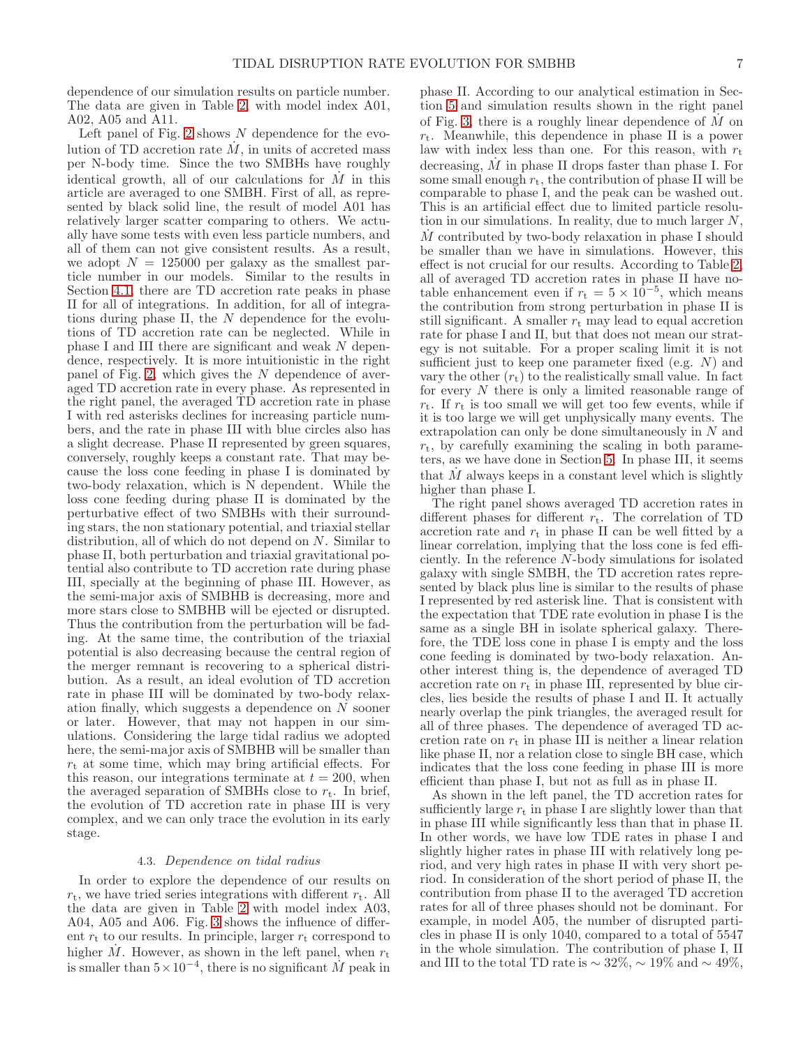dependence of our simulation results on particle number. The data are given in Table 2, with model index A01, A02, A05 and A11.

Left panel of Fig. 2 shows $N$ dependence for the evolution of TD accretion rate $\dot{M}$, in units of accreted mass per N-body time. Since the two SMBHs have roughly identical growth, all of our calculations for $\dot{M}$ in this article are averaged to one SMBH. First of all, as represented by black solid line, the result of model A01 has relatively larger scatter comparing to others. We actually have some tests with even less particle numbers, and all of them can not give consistent results. As a result, we adopt $N = 125000$ per galaxy as the smallest particle number in our models. Similar to the results in Section 4.1, there are TD accretion rate peaks in phase II for all of integrations. In addition, for all of integrations during phase II, the $N$ dependence for the evolutions of TD accretion rate can be neglected. While in phase I and III there are significant and weak $N$ dependence, respectively. It is more intuitionistic in the right panel of Fig. 2, which gives the $N$ dependence of averaged TD accretion rate in every phase. As represented in the right panel, the averaged TD accretion rate in phase I with red asterisks declines for increasing particle numbers, and the rate in phase III with blue circles also has a slight decrease. Phase II represented by green squares, conversely, roughly keeps a constant rate. That may because the loss cone feeding in phase I is dominated by two-body relaxation, which is N dependent. While the loss cone feeding during phase II is dominated by the perturbative effect of two SMBHs with their surrounding stars, the non stationary potential, and triaxial stellar distribution, all of which do not depend on $N$. Similar to phase II, both perturbation and triaxial gravitational potential also contribute to TD accretion rate during phase III, specially at the beginning of phase III. However, as the semi-major axis of SMBHB is decreasing, more and more stars close to SMBHB will be ejected or disrupted. Thus the contribution from the perturbation will be fading. At the same time, the contribution of the triaxial potential is also decreasing because the central region of the merger remnant is recovering to a spherical distribution. As a result, an ideal evolution of TD accretion rate in phase III will be dominated by two-body relaxation finally, which suggests a dependence on $N$ sooner or later. However, that may not happen in our simulations. Considering the large tidal radius we adopted here, the semi-major axis of SMBHB will be smaller than $r_t$ at some time, which may bring artificial effects. For this reason, our integrations terminate at $t = 200$, when the averaged separation of SMBHs close to $r_t$. In brief, the evolution of TD accretion rate in phase III is very complex, and we can only trace the evolution in its early stage.

### 4.3. *Dependence on tidal radius*

In order to explore the dependence of our results on $r_t$, we have tried series integrations with different $r_t$. All the data are given in Table 2 with model index A03, A04, A05 and A06. Fig. 3 shows the influence of different $r_t$ to our results. In principle, larger $r_t$ correspond to higher $\dot{M}$. However, as shown in the left panel, when $r_t$ is smaller than $5\times10^{-4}$, there is no significant $\dot{M}$ peak in phase II. According to our analytical estimation in Section 5 and simulation results shown in the right panel of Fig. 3, there is a roughly linear dependence of $\dot{M}$ on $r_t$. Meanwhile, this dependence in phase II is a power law with index less than one. For this reason, with $r_t$ decreasing, $\dot{M}$ in phase II drops faster than phase I. For some small enough $r_t$, the contribution of phase II will be comparable to phase I, and the peak can be washed out. This is an artificial effect due to limited particle resolution in our simulations. In reality, due to much larger $N$, $\dot{M}$ contributed by two-body relaxation in phase I should be smaller than we have in simulations. However, this effect is not crucial for our results. According to Table 2, all of averaged TD accretion rates in phase II have notable enhancement even if $r_t = 5 \times 10^{-5}$, which means the contribution from strong perturbation in phase II is still significant. A smaller $r_t$ may lead to equal accretion rate for phase I and II, but that does not mean our strategy is not suitable. For a proper scaling limit it is not sufficient just to keep one parameter fixed (e.g. $N$) and vary the other ($r_t$) to the realistically small value. In fact for every $N$ there is only a limited reasonable range of $r_t$. If $r_t$ is too small we will get too few events, while if it is too large we will get unphysically many events. The extrapolation can only be done simultaneously in $N$ and $r_t$, by carefully examining the scaling in both parameters, as we have done in Section 5. In phase III, it seems that $\dot{M}$ always keeps in a constant level which is slightly higher than phase I.

The right panel shows averaged TD accretion rates in different phases for different $r_t$. The correlation of TD accretion rate and $r_t$ in phase II can be well fitted by a linear correlation, implying that the loss cone is fed efficiently. In the reference $N$-body simulations for isolated galaxy with single SMBH, the TD accretion rates represented by black plus line is similar to the results of phase I represented by red asterisk line. That is consistent with the expectation that TDE rate evolution in phase I is the same as a single BH in isolate spherical galaxy. Therefore, the TDE loss cone in phase I is empty and the loss cone feeding is dominated by two-body relaxation. Another interest thing is, the dependence of averaged TD accretion rate on $r_t$ in phase III, represented by blue circles, lies beside the results of phase I and II. It actually nearly overlap the pink triangles, the averaged result for all of three phases. The dependence of averaged TD accretion rate on $r_t$ in phase III is neither a linear relation like phase II, nor a relation close to single BH case, which indicates that the loss cone feeding in phase III is more efficient than phase I, but not as full as in phase II.

As shown in the left panel, the TD accretion rates for sufficiently large $r_t$ in phase I are slightly lower than that in phase III while significantly less than that in phase II. In other words, we have low TDE rates in phase I and slightly higher rates in phase III with relatively long period, and very high rates in phase II with very short period. In consideration of the short period of phase II, the contribution from phase II to the averaged TD accretion rates for all of three phases should not be dominant. For example, in model A05, the number of disrupted particles in phase II is only 1040, compared to a total of 5547 in the whole simulation. The contribution of phase I, II and III to the total TD rate is $\sim 32\%$, $\sim 19\%$ and $\sim 49\%$,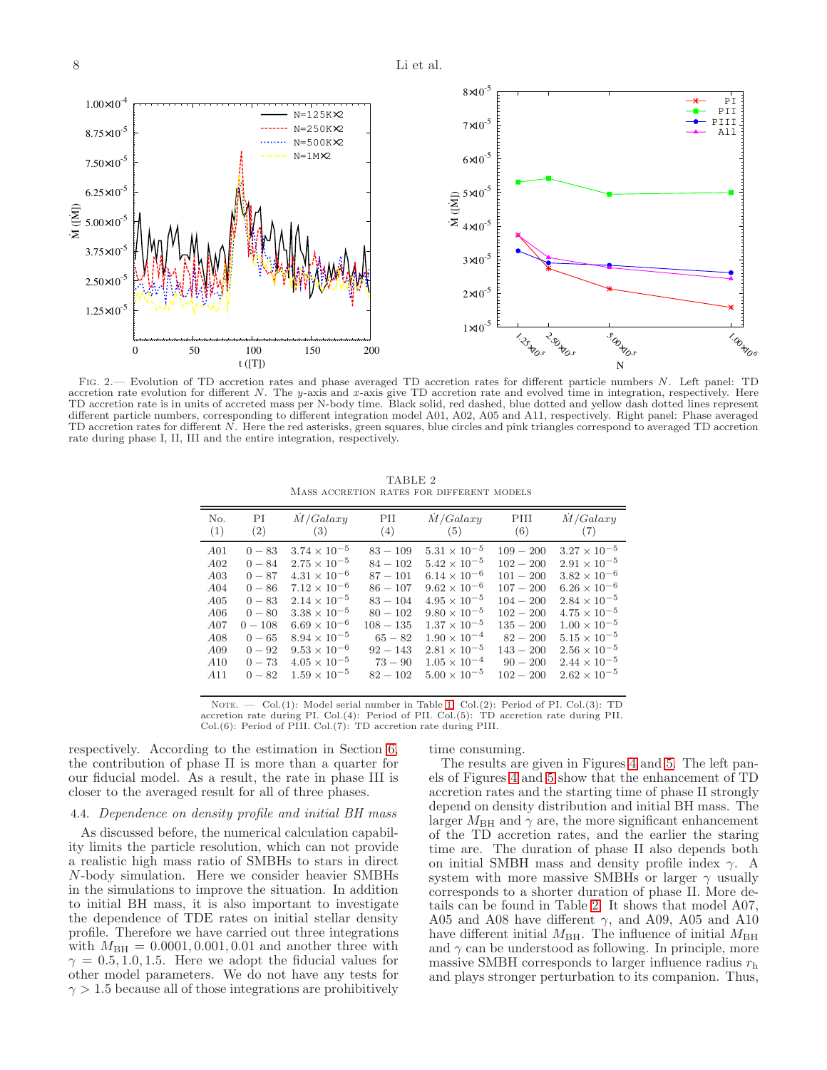FIG. 2.— Evolution of TD accretion rates and phase averaged TD accretion rates for different particle numbers $N$. Left panel: TD accretion rate evolution for different $N$. The $y$-axis and $x$-axis give TD accretion rate and evolved time in integration, respectively. Here TD accretion rate is in units of accreted mass per N-body time. Black solid, red dashed, blue dotted and yellow dash dotted lines represent different particle numbers, corresponding to different integration model A01, A02, A05 and A11, respectively. Right panel: Phase averaged TD accretion rates for different $N$. Here the red asterisks, green squares, blue circles and pink triangles correspond to averaged TD accretion rate during phase I, II, III and the entire integration, respectively.

TABLE 2
MASS ACCRETION RATES FOR DIFFERENT MODELS

| No. (1) | PI (2) | $\dot{M}/Galaxy$ (3) | PII (4) | $\dot{M}/Galaxy$ (5) | PIII (6) | $\dot{M}/Galaxy$ (7) |
|---|---|---|---|---|---|---|
| *A*01 | $0-83$ | $3.74\times10^{-5}$ | $83-109$ | $5.31\times10^{-5}$ | $109-200$ | $3.27\times10^{-5}$ |
| *A*02 | $0-84$ | $2.75\times10^{-5}$ | $84-102$ | $5.42\times10^{-5}$ | $102-200$ | $2.91\times10^{-5}$ |
| *A*03 | $0-87$ | $4.31\times10^{-6}$ | $87-101$ | $6.14\times10^{-6}$ | $101-200$ | $3.82\times10^{-6}$ |
| *A*04 | $0-86$ | $7.12\times10^{-6}$ | $86-107$ | $9.62\times10^{-6}$ | $107-200$ | $6.26\times10^{-6}$ |
| *A*05 | $0-83$ | $2.14\times10^{-5}$ | $83-104$ | $4.95\times10^{-5}$ | $104-200$ | $2.84\times10^{-5}$ |
| *A*06 | $0-80$ | $3.38\times10^{-5}$ | $80-102$ | $9.80\times10^{-5}$ | $102-200$ | $4.75\times10^{-5}$ |
| *A*07 | $0-108$ | $6.69\times10^{-6}$ | $108-135$ | $1.37\times10^{-5}$ | $135-200$ | $1.00\times10^{-5}$ |
| *A*08 | $0-65$ | $8.94\times10^{-5}$ | $65-82$ | $1.90\times10^{-4}$ | $82-200$ | $5.15\times10^{-5}$ |
| *A*09 | $0-92$ | $9.53\times10^{-6}$ | $92-143$ | $2.81\times10^{-5}$ | $143-200$ | $2.56\times10^{-5}$ |
| *A*10 | $0-73$ | $4.05\times10^{-5}$ | $73-90$ | $1.05\times10^{-4}$ | $90-200$ | $2.44\times10^{-5}$ |
| *A*11 | $0-82$ | $1.59\times10^{-5}$ | $82-102$ | $5.00\times10^{-5}$ | $102-200$ | $2.62\times10^{-5}$ |

NOTE. — Col.(1): Model serial number in Table 1. Col.(2): Period of PI. Col.(3): TD accretion rate during PI. Col.(4): Period of PII. Col.(5): TD accretion rate during PII. Col.(6): Period of PIII. Col.(7): TD accretion rate during PIII.

respectively. According to the estimation in Section 6, the contribution of phase II is more than a quarter for our fiducial model. As a result, the rate in phase III is closer to the averaged result for all of three phases.

### 4.4. *Dependence on density profile and initial BH mass*

As discussed before, the numerical calculation capability limits the particle resolution, which can not provide a realistic high mass ratio of SMBHs to stars in direct $N$-body simulation. Here we consider heavier SMBHs in the simulations to improve the situation. In addition to initial BH mass, it is also important to investigate the dependence of TDE rates on initial stellar density profile. Therefore we have carried out three integrations with $M_{\rm BH} = 0.0001, 0.001, 0.01$ and another three with $\gamma = 0.5, 1.0, 1.5$. Here we adopt the fiducial values for other model parameters. We do not have any tests for $\gamma > 1.5$ because all of those integrations are prohibitively time consuming.

The results are given in Figures 4 and 5. The left panels of Figures 4 and 5 show that the enhancement of TD accretion rates and the starting time of phase II strongly depend on density distribution and initial BH mass. The larger $M_{\rm BH}$ and $\gamma$ are, the more significant enhancement of the TD accretion rates, and the earlier the staring time are. The duration of phase II also depends both on initial SMBH mass and density profile index $\gamma$. A system with more massive SMBHs or larger $\gamma$ usually corresponds to a shorter duration of phase II. More details can be found in Table 2. It shows that model A07, A05 and A08 have different $\gamma$, and A09, A05 and A10 have different initial $M_{\rm BH}$. The influence of initial $M_{\rm BH}$ and $\gamma$ can be understood as following. In principle, more massive SMBH corresponds to larger influence radius $r_{\rm h}$ and plays stronger perturbation to its companion. Thus,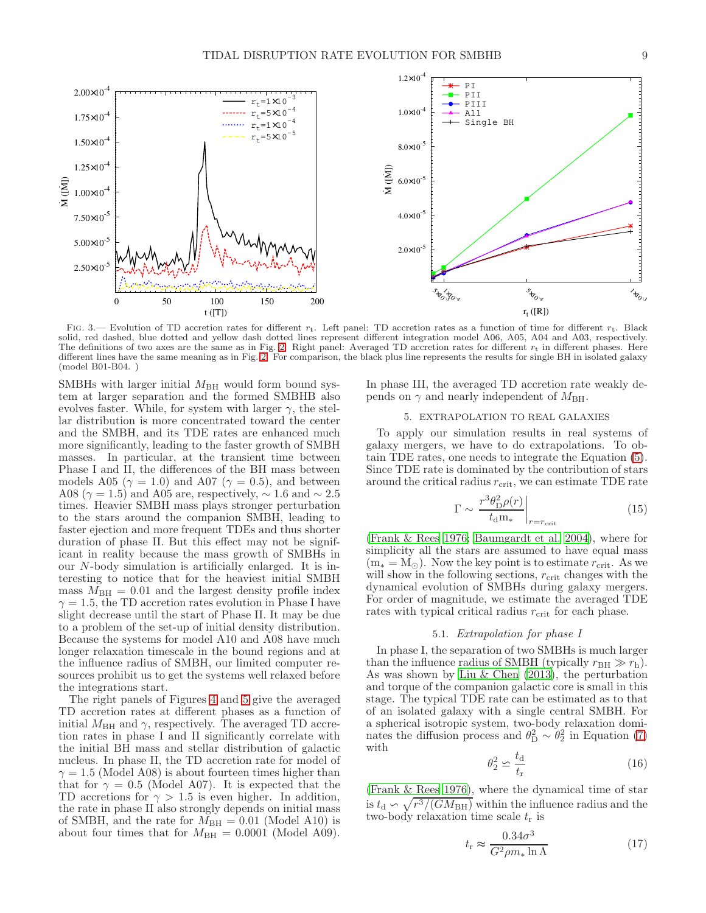Fig. 3.— Evolution of TD accretion rates for different $r_t$. Left panel: TD accretion rates as a function of time for different $r_t$. Black solid, red dashed, blue dotted and yellow dash dotted lines represent different integration model A06, A05, A04 and A03, respectively. The definitions of two axes are the same as in Fig. 2. Right panel: Averaged TD accretion rates for different $r_t$ in different phases. Here different lines have the same meaning as in Fig. 2. For comparison, the black plus line represents the results for single BH in isolated galaxy (model B01-B04. )

SMBHs with larger initial $M_{\rm BH}$ would form bound system at larger separation and the formed SMBHB also evolves faster. While, for system with larger $\gamma$, the stellar distribution is more concentrated toward the center and the SMBH, and its TDE rates are enhanced much more significantly, leading to the faster growth of SMBH masses. In particular, at the transient time between Phase I and II, the differences of the BH mass between models A05 ($\gamma = 1.0$) and A07 ($\gamma = 0.5$), and between A08 ($\gamma = 1.5$) and A05 are, respectively, $\sim 1.6$ and $\sim 2.5$ times. Heavier SMBH mass plays stronger perturbation to the stars around the companion SMBH, leading to faster ejection and more frequent TDEs and thus shorter duration of phase II. But this effect may not be significant in reality because the mass growth of SMBHs in our $N$-body simulation is artificially enlarged. It is interesting to notice that for the heaviest initial SMBH mass $M_{\rm BH} = 0.01$ and the largest density profile index $\gamma = 1.5$, the TD accretion rates evolution in Phase I have slight decrease until the start of Phase II. It may be due to a problem of the set-up of initial density distribution. Because the systems for model A10 and A08 have much longer relaxation timescale in the bound regions and at the influence radius of SMBH, our limited computer resources prohibit us to get the systems well relaxed before the integrations start.

The right panels of Figures 4 and 5 give the averaged TD accretion rates at different phases as a function of initial $M_{\rm BH}$ and $\gamma$, respectively. The averaged TD accretion rates in phase I and II significantly correlate with the initial BH mass and stellar distribution of galactic nucleus. In phase II, the TD accretion rate for model of $\gamma = 1.5$ (Model A08) is about fourteen times higher than that for $\gamma = 0.5$ (Model A07). It is expected that the TD accretions for $\gamma > 1.5$ is even higher. In addition, the rate in phase II also strongly depends on initial mass of SMBH, and the rate for $M_{\rm BH} = 0.01$ (Model A10) is about four times that for $M_{\rm BH} = 0.0001$ (Model A09). In phase III, the averaged TD accretion rate weakly depends on $\gamma$ and nearly independent of $M_{\rm BH}$.

## 5. EXTRAPOLATION TO REAL GALAXIES

To apply our simulation results in real systems of galaxy mergers, we have to do extrapolations. To obtain TDE rates, one needs to integrate the Equation (5). Since TDE rate is dominated by the contribution of stars around the critical radius $r_{\rm crit}$, we can estimate TDE rate

$$\Gamma \sim \left. \frac{r^3 \theta_{\rm D}^2 \rho(r)}{t_{\rm d} {\rm m}_*} \right|_{r=r_{\rm crit}} \tag{15}$$

(Frank & Rees 1976; Baumgardt et al. 2004), where for simplicity all the stars are assumed to have equal mass (${\rm m}_* = {\rm M}_\odot$). Now the key point is to estimate $r_{\rm crit}$. As we will show in the following sections, $r_{\rm crit}$ changes with the dynamical evolution of SMBHs during galaxy mergers. For order of magnitude, we estimate the averaged TDE rates with typical critical radius $r_{\rm crit}$ for each phase.

### 5.1. *Extrapolation for phase I*

In phase I, the separation of two SMBHs is much larger than the influence radius of SMBH (typically $r_{\rm BH} \gg r_{\rm h}$). As was shown by Liu & Chen (2013), the perturbation and torque of the companion galactic core is small in this stage. The typical TDE rate can be estimated as to that of an isolated galaxy with a single central SMBH. For a spherical isotropic system, two-body relaxation dominates the diffusion process and $\theta_{\rm D}^2 \sim \theta_2^2$ in Equation (7) with

$$\theta_2^2 \backsimeq \frac{t_{\rm d}}{t_{\rm r}} \tag{16}$$

(Frank & Rees 1976), where the dynamical time of star is $t_{\rm d} \backsim \sqrt{r^3/(GM_{\rm BH})}$ within the influence radius and the two-body relaxation time scale $t_{\rm r}$ is

$$t_{\rm r} \approx \frac{0.34\sigma^3}{G^2 \rho m_* \ln \Lambda} \tag{17}$$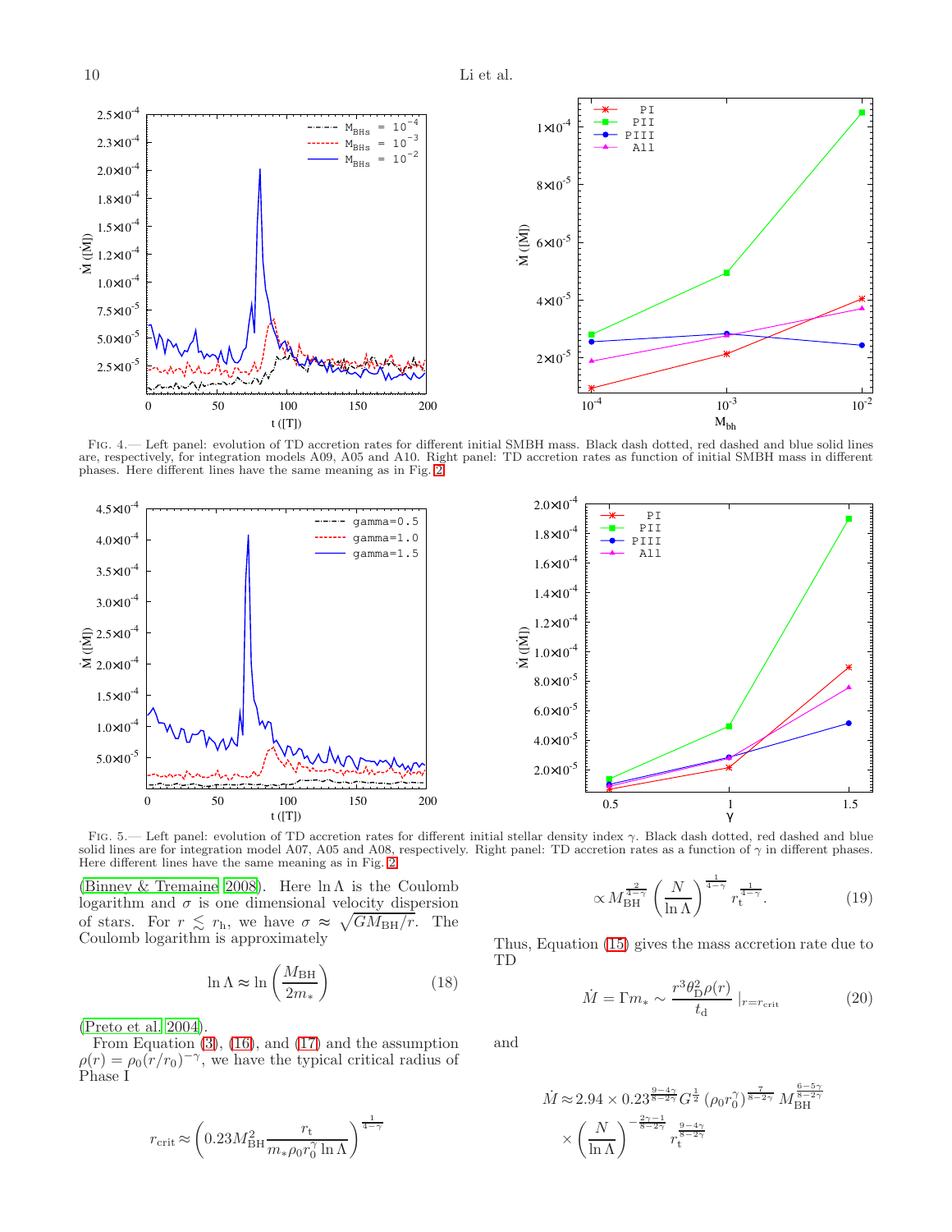FIG. 4.— Left panel: evolution of TD accretion rates for different initial SMBH mass. Black dash dotted, red dashed and blue solid lines are, respectively, for integration models A09, A05 and A10. Right panel: TD accretion rates as function of initial SMBH mass in different phases. Here different lines have the same meaning as in Fig. 2.

FIG. 5.— Left panel: evolution of TD accretion rates for different initial stellar density index $\gamma$. Black dash dotted, red dashed and blue solid lines are for integration model A07, A05 and A08, respectively. Right panel: TD accretion rates as a function of $\gamma$ in different phases. Here different lines have the same meaning as in Fig. 2.

(Binney & Tremaine 2008). Here $\ln\Lambda$ is the Coulomb logarithm and $\sigma$ is one dimensional velocity dispersion of stars. For $r \lesssim r_{\rm h}$, we have $\sigma \approx \sqrt{GM_{\rm BH}/r}$. The Coulomb logarithm is approximately

$$\ln\Lambda \approx \ln\left(\frac{M_{\rm BH}}{2m_*}\right) \tag{18}$$

(Preto et al. 2004).

From Equation (3), (16), and (17) and the assumption $\rho(r) = \rho_0(r/r_0)^{-\gamma}$, we have the typical critical radius of Phase I

$$r_{\rm crit} \approx \left(0.23M_{\rm BH}^2\frac{r_{\rm t}}{m_*\rho_0 r_0^\gamma \ln\Lambda}\right)^{\frac{1}{4-\gamma}}$$

$$\propto M_{\rm BH}^{\frac{2}{4-\gamma}}\left(\frac{N}{\ln\Lambda}\right)^{\frac{1}{4-\gamma}} r_{\rm t}^{\frac{1}{4-\gamma}}. \tag{19}$$

Thus, Equation (15) gives the mass accretion rate due to TD

$$\dot{M} = \Gamma m_* \sim \frac{r^3\theta_{\rm D}^2\rho(r)}{t_{\rm d}}\,|_{r=r_{\rm crit}} \tag{20}$$

and

$$\dot{M} \approx 2.94\times 0.23^{\frac{9-4\gamma}{8-2\gamma}} G^{\frac{1}{2}}\left(\rho_0 r_0^\gamma\right)^{\frac{7}{8-2\gamma}} M_{\rm BH}^{\frac{6-5\gamma}{8-2\gamma}}$$

$$\times\left(\frac{N}{\ln\Lambda}\right)^{-\frac{2\gamma-1}{8-2\gamma}} r_{\rm t}^{\frac{9-4\gamma}{8-2\gamma}}$$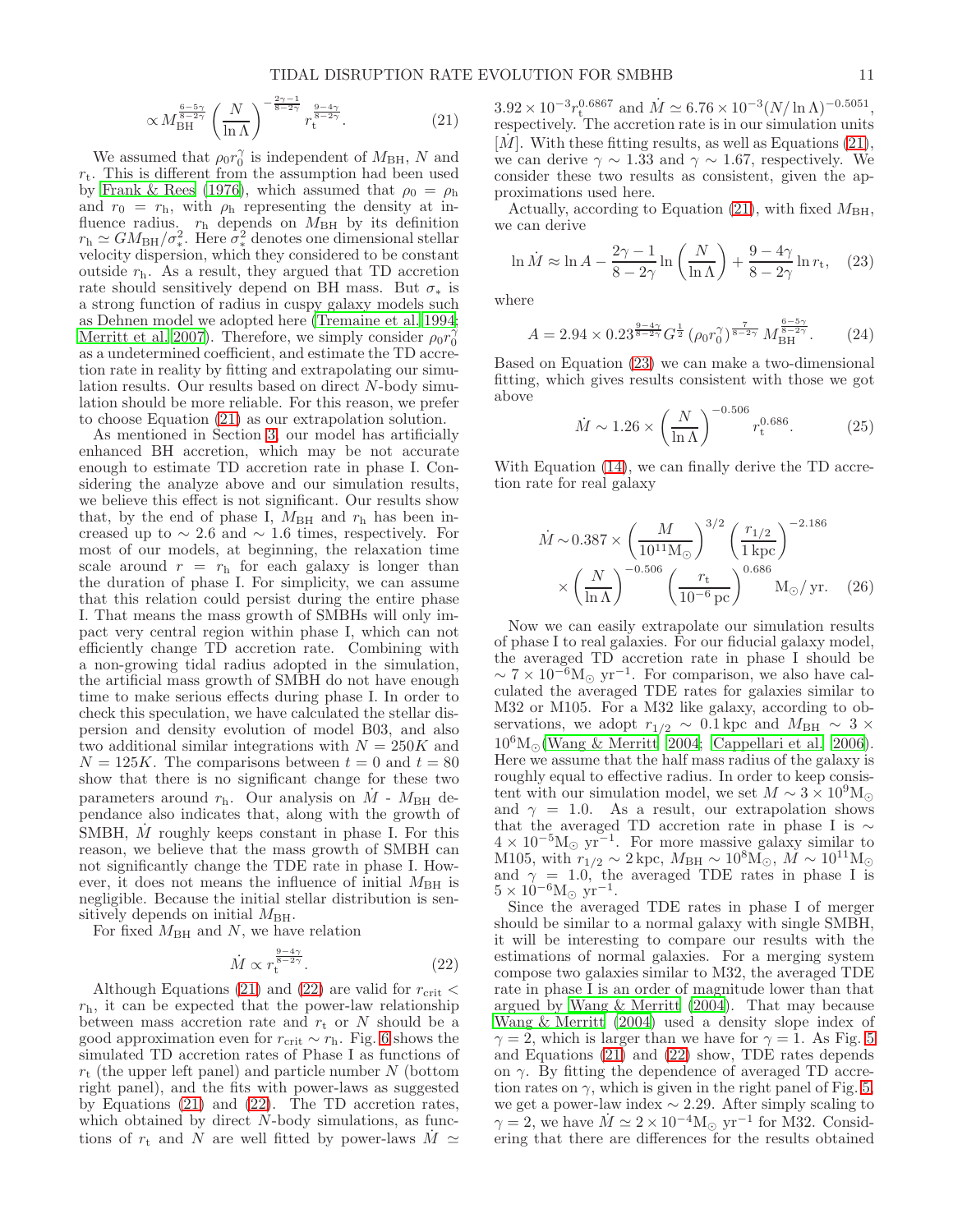$$\propto M_{\rm BH}^{\frac{6-5\gamma}{8-2\gamma}} \left(\frac{N}{\ln\Lambda}\right)^{-\frac{2\gamma-1}{8-2\gamma}} r_{\rm t}^{\frac{9-4\gamma}{8-2\gamma}}. \tag{21}$$

We assumed that $\rho_0 r_0^\gamma$ is independent of $M_{\rm BH}$, $N$ and $r_{\rm t}$. This is different from the assumption had been used by Frank & Rees (1976), which assumed that $\rho_0 = \rho_{\rm h}$ and $r_0 = r_{\rm h}$, with $\rho_{\rm h}$ representing the density at influence radius. $r_{\rm h}$ depends on $M_{\rm BH}$ by its definition $r_{\rm h} \simeq GM_{\rm BH}/\sigma_*^2$. Here $\sigma_*^2$ denotes one dimensional stellar velocity dispersion, which they considered to be constant outside $r_{\rm h}$. As a result, they argued that TD accretion rate should sensitively depend on BH mass. But $\sigma_*$ is a strong function of radius in cuspy galaxy models such as Dehnen model we adopted here (Tremaine et al. 1994; Merritt et al. 2007). Therefore, we simply consider $\rho_0 r_0^\gamma$ as a undetermined coefficient, and estimate the TD accretion rate in reality by fitting and extrapolating our simulation results. Our results based on direct $N$-body simulation should be more reliable. For this reason, we prefer to choose Equation (21) as our extrapolation solution.

As mentioned in Section 3, our model has artificially enhanced BH accretion, which may be not accurate enough to estimate TD accretion rate in phase I. Considering the analyze above and our simulation results, we believe this effect is not significant. Our results show that, by the end of phase I, $M_{\rm BH}$ and $r_{\rm h}$ has been increased up to $\sim 2.6$ and $\sim 1.6$ times, respectively. For most of our models, at beginning, the relaxation time scale around $r = r_{\rm h}$ for each galaxy is longer than the duration of phase I. For simplicity, we can assume that this relation could persist during the entire phase I. That means the mass growth of SMBHs will only impact very central region within phase I, which can not efficiently change TD accretion rate. Combining with a non-growing tidal radius adopted in the simulation, the artificial mass growth of SMBH do not have enough time to make serious effects during phase I. In order to check this speculation, we have calculated the stellar dispersion and density evolution of model B03, and also two additional similar integrations with $N = 250K$ and $N = 125K$. The comparisons between $t = 0$ and $t = 80$ show that there is no significant change for these two parameters around $r_{\rm h}$. Our analysis on $\dot{M}$ - $M_{\rm BH}$ dependance also indicates that, along with the growth of SMBH, $\dot{M}$ roughly keeps constant in phase I. For this reason, we believe that the mass growth of SMBH can not significantly change the TDE rate in phase I. However, it does not means the influence of initial $M_{\rm BH}$ is negligible. Because the initial stellar distribution is sensitively depends on initial $M_{\rm BH}$.

For fixed $M_{\rm BH}$ and $N$, we have relation

$$\dot{M} \propto r_{\rm t}^{\frac{9-4\gamma}{8-2\gamma}}. \tag{22}$$

Although Equations (21) and (22) are valid for $r_{\rm crit} < r_{\rm h}$, it can be expected that the power-law relationship between mass accretion rate and $r_{\rm t}$ or $N$ should be a good approximation even for $r_{\rm crit} \sim r_{\rm h}$. Fig. 6 shows the simulated TD accretion rates of Phase I as functions of $r_{\rm t}$ (the upper left panel) and particle number $N$ (bottom right panel), and the fits with power-laws as suggested by Equations (21) and (22). The TD accretion rates, which obtained by direct $N$-body simulations, as functions of $r_{\rm t}$ and $N$ are well fitted by power-laws $\dot{M} \simeq 3.92 \times 10^{-3} r_{\rm t}^{0.6867}$ and $\dot{M} \simeq 6.76 \times 10^{-3} (N/\ln\Lambda)^{-0.5051}$, respectively. The accretion rate is in our simulation units $[\dot{M}]$. With these fitting results, as well as Equations (21), we can derive $\gamma \sim 1.33$ and $\gamma \sim 1.67$, respectively. We consider these two results as consistent, given the approximations used here.

Actually, according to Equation (21), with fixed $M_{\rm BH}$, we can derive

$$\ln\dot{M} \approx \ln A - \frac{2\gamma-1}{8-2\gamma}\ln\left(\frac{N}{\ln\Lambda}\right) + \frac{9-4\gamma}{8-2\gamma}\ln r_{\rm t}, \tag{23}$$

where

$$A = 2.94 \times 0.23^{\frac{9-4\gamma}{8-2\gamma}} G^{\frac{1}{2}} \left(\rho_0 r_0^\gamma\right)^{\frac{7}{8-2\gamma}} M_{\rm BH}^{\frac{6-5\gamma}{8-2\gamma}}. \tag{24}$$

Based on Equation (23) we can make a two-dimensional fitting, which gives results consistent with those we got above

$$\dot{M} \sim 1.26 \times \left(\frac{N}{\ln\Lambda}\right)^{-0.506} r_{\rm t}^{0.686}. \tag{25}$$

With Equation (14), we can finally derive the TD accretion rate for real galaxy

$$\dot{M} \sim 0.387 \times \left(\frac{M}{10^{11}{\rm M}_\odot}\right)^{3/2} \left(\frac{r_{1/2}}{1\,{\rm kpc}}\right)^{-2.186} \times \left(\frac{N}{\ln\Lambda}\right)^{-0.506} \left(\frac{r_{\rm t}}{10^{-6}\,{\rm pc}}\right)^{0.686} {\rm M}_\odot/\,{\rm yr}. \tag{26}$$

Now we can easily extrapolate our simulation results of phase I to real galaxies. For our fiducial galaxy model, the averaged TD accretion rate in phase I should be $\sim 7 \times 10^{-6}{\rm M}_\odot\ {\rm yr}^{-1}$. For comparison, we also have calculated the averaged TDE rates for galaxies similar to M32 or M105. For a M32 like galaxy, according to observations, we adopt $r_{1/2} \sim 0.1\,{\rm kpc}$ and $M_{\rm BH} \sim 3 \times 10^6{\rm M}_\odot$(Wang & Merritt 2004; Cappellari et al. 2006). Here we assume that the half mass radius of the galaxy is roughly equal to effective radius. In order to keep consistent with our simulation model, we set $M \sim 3 \times 10^9{\rm M}_\odot$ and $\gamma = 1.0$. As a result, our extrapolation shows that the averaged TD accretion rate in phase I is $\sim 4 \times 10^{-5}{\rm M}_\odot\ {\rm yr}^{-1}$. For more massive galaxy similar to M105, with $r_{1/2} \sim 2\,{\rm kpc}$, $M_{\rm BH} \sim 10^8{\rm M}_\odot$, $M \sim 10^{11}{\rm M}_\odot$ and $\gamma = 1.0$, the averaged TDE rates in phase I is $5 \times 10^{-6}{\rm M}_\odot\ {\rm yr}^{-1}$.

Since the averaged TDE rates in phase I of merger should be similar to a normal galaxy with single SMBH, it will be interesting to compare our results with the estimations of normal galaxies. For a merging system compose two galaxies similar to M32, the averaged TDE rate in phase I is an order of magnitude lower than that argued by Wang & Merritt (2004). That may because Wang & Merritt (2004) used a density slope index of $\gamma = 2$, which is larger than we have for $\gamma = 1$. As Fig. 5 and Equations (21) and (22) show, TDE rates depends on $\gamma$. By fitting the dependence of averaged TD accretion rates on $\gamma$, which is given in the right panel of Fig. 5, we get a power-law index $\sim 2.29$. After simply scaling to $\gamma = 2$, we have $\dot{M} \simeq 2 \times 10^{-4}{\rm M}_\odot\ {\rm yr}^{-1}$ for M32. Considering that there are differences for the results obtained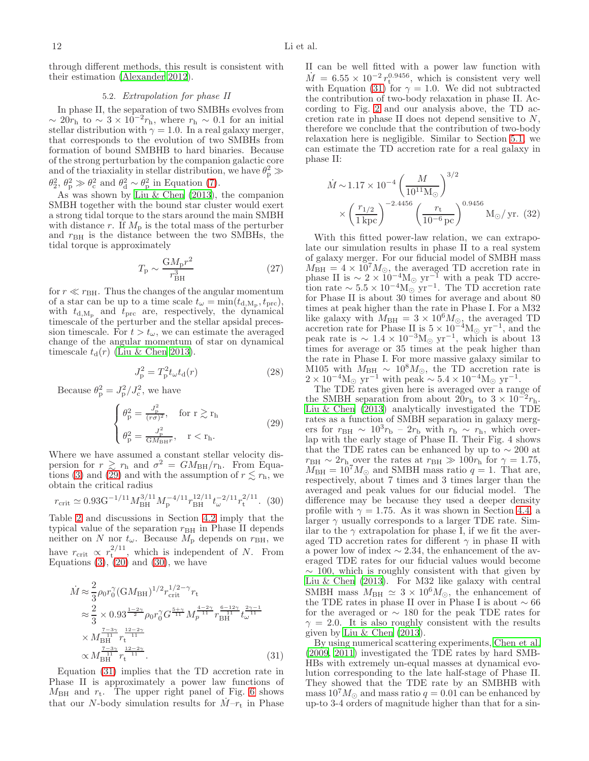through different methods, this result is consistent with their estimation (Alexander 2012).

### 5.2. *Extrapolation for phase II*

In phase II, the separation of two SMBHs evolves from $\sim 20r_{\rm h}$ to $\sim 3\times10^{-2}r_{\rm h}$, where $r_{\rm h}\sim 0.1$ for an initial stellar distribution with $\gamma=1.0$. In a real galaxy merger, that corresponds to the evolution of two SMBHs from formation of bound SMBHB to hard binaries. Because of the strong perturbation by the companion galactic core and of the triaxiality in stellar distribution, we have $\theta_{\rm p}^2 \gg \theta_2^2$, $\theta_{\rm p}^2 \gg \theta_{\rm c}^2$ and $\theta_{\rm d}^2 \sim \theta_{\rm p}^2$ in Equation (7).

As was shown by Liu & Chen (2013), the companion SMBH together with the bound star cluster would exert a strong tidal torque to the stars around the main SMBH with distance $r$. If $M_{\rm p}$ is the total mass of the perturber and $r_{\rm BH}$ is the distance between the two SMBHs, the tidal torque is approximately

$$T_{\rm p} \sim \frac{{\rm G}M_{\rm p}r^2}{r_{\rm BH}^3} \tag{27}$$

for $r \ll r_{\rm BH}$. Thus the changes of the angular momentum of a star can be up to a time scale $t_\omega = \min(t_{\rm d,M_p}, t_{\rm prc})$, with $t_{\rm d,M_p}$ and $t_{\rm prc}$ are, respectively, the dynamical timescale of the perturber and the stellar apsidal precession timescale. For $t > t_\omega$, we can estimate the averaged change of the angular momentum of star on dynamical timescale $t_{\rm d}(r)$ (Liu & Chen 2013).

$$J_{\rm p}^2 = T_{\rm p}^2 t_\omega t_{\rm d}(r) \tag{28}$$

Because $\theta_{\rm p}^2 = J_{\rm p}^2/J_{\rm c}^2$, we have

$$\begin{cases} \theta_{\rm p}^2 = \frac{J_{\rm p}^2}{(r\sigma)^2}, & \text{for } {\rm r} \gtrsim {\rm r_h} \\ \theta_{\rm p}^2 = \frac{J_{\rm p}^2}{{\rm G}M_{\rm BH}r}, & {\rm r} < {\rm r_h}. \end{cases} \tag{29}$$

Where we have assumed a constant stellar velocity dispersion for $r \gtrsim r_{\rm h}$ and $\sigma^2 = GM_{\rm BH}/r_{\rm h}$. From Equations (3) and (29) and with the assumption of $r \lesssim r_{\rm h}$, we obtain the critical radius

$$r_{\rm crit} \simeq 0.93{\rm G}^{-1/11}M_{\rm BH}^{3/11}M_{\rm p}^{-4/11}r_{\rm BH}^{12/11}t_\omega^{-2/11}r_{\rm t}^{2/11}. \tag{30}$$

Table 2 and discussions in Section 4.2 imply that the typical value of the separation $r_{\rm BH}$ in Phase II depends neither on $N$ nor $t_\omega$. Because $M_{\rm p}$ depends on $r_{\rm BH}$, we have $r_{\rm crit} \propto r_{\rm t}^{2/11}$, which is independent of $N$. From Equations (3), (20) and (30), we have

$$\begin{aligned} \dot{M} &\approx \frac{2}{3}\rho_0 r_0^\gamma ({\rm G}M_{\rm BH})^{1/2} r_{\rm crit}^{1/2-\gamma} r_{\rm t} \\ &\approx \frac{2}{3}\times 0.93^{\frac{1-2\gamma}{2}} \rho_0 r_0^\gamma G^{\frac{5+\gamma}{11}} M_p^{\frac{4-2\gamma}{11}} r_{\rm BH}^{\frac{6-12\gamma}{11}} t_\omega^{\frac{2\gamma-1}{11}} \\ &\times M_{\rm BH}^{\frac{7-3\gamma}{11}} r_{\rm t}^{\frac{12-2\gamma}{11}} \\ &\propto M_{\rm BH}^{\frac{7-3\gamma}{11}} r_{\rm t}^{\frac{12-2\gamma}{11}}. \end{aligned} \tag{31}$$

Equation (31) implies that the TD accretion rate in Phase II is approximately a power law functions of $M_{\rm BH}$ and $r_{\rm t}$. The upper right panel of Fig. 6 shows that our $N$-body simulation results for $\dot{M}$–$r_{\rm t}$ in Phase II can be well fitted with a power law function with $\dot{M} = 6.55\times10^{-2}\,r_{\rm t}^{0.9456}$, which is consistent very well with Equation (31) for $\gamma = 1.0$. We did not subtracted the contribution of two-body relaxation in phase II. According to Fig. 2 and our analysis above, the TD accretion rate in phase II does not depend sensitive to $N$, therefore we conclude that the contribution of two-body relaxation here is negligible. Similar to Section 5.1, we can estimate the TD accretion rate for a real galaxy in phase II:

$$\begin{aligned} \dot{M} \sim & 1.17\times10^{-4}\left(\frac{M}{10^{11}{\rm M}_\odot}\right)^{3/2} \\ & \times \left(\frac{r_{1/2}}{1\,{\rm kpc}}\right)^{-2.4456}\left(\frac{r_{\rm t}}{10^{-6}\,{\rm pc}}\right)^{0.9456} {\rm M}_\odot/\,{\rm yr}. \end{aligned} \tag{32}$$

With this fitted power-law relation, we can extrapolate our simulation results in phase II to a real system of galaxy merger. For our fiducial model of SMBH mass $M_{\rm BH} = 4\times10^7 M_\odot$, the averaged TD accretion rate in phase II is $\sim 2\times10^{-4}{\rm M}_\odot\ {\rm yr}^{-1}$ with a peak TD accretion rate $\sim 5.5\times10^{-4}{\rm M}_\odot\ {\rm yr}^{-1}$. The TD accretion rate for Phase II is about 30 times for average and about 80 times at peak higher than the rate in Phase I. For a M32 like galaxy with $M_{\rm BH} = 3\times10^6 M_\odot$, the averaged TD accretion rate for Phase II is $5\times10^{-4}{\rm M}_\odot\ {\rm yr}^{-1}$, and the peak rate is $\sim 1.4\times10^{-3}{\rm M}_\odot\ {\rm yr}^{-1}$, which is about 13 times for average or 35 times at the peak higher than the rate in Phase I. For more massive galaxy similar to M105 with $M_{\rm BH} \sim 10^8 M_\odot$, the TD accretion rate is $2\times10^{-4}{\rm M}_\odot\ {\rm yr}^{-1}$ with peak $\sim 5.4\times10^{-4}{\rm M}_\odot\ {\rm yr}^{-1}$.

The TDE rates given here is averaged over a range of the SMBH separation from about $20r_{\rm h}$ to $3\times10^{-2}r_{\rm h}$. Liu & Chen (2013) analytically investigated the TDE rates as a function of SMBH separation in galaxy mergers for $r_{\rm BH} \sim 10^3 r_{\rm b}$ – $2r_{\rm b}$ with $r_{\rm b} \sim r_{\rm h}$, which overlap with the early stage of Phase II. Their Fig. 4 shows that the TDE rates can be enhanced by up to $\sim 200$ at $r_{\rm BH} \sim 2r_{\rm h}$ over the rates at $r_{\rm BH} \gg 100r_{\rm h}$ for $\gamma = 1.75$, $M_{\rm BH} = 10^7 M_\odot$ and SMBH mass ratio $q = 1$. That are, respectively, about 7 times and 3 times larger than the averaged and peak values for our fiducial model. The difference may be because they used a deeper density profile with $\gamma = 1.75$. As it was shown in Section 4.4, a larger $\gamma$ usually corresponds to a larger TDE rate. Similar to the $\gamma$ extrapolation for phase I, if we fit the averaged TD accretion rates for different $\gamma$ in phase II with a power low of index $\sim 2.34$, the enhancement of the averaged TDE rates for our fiducial values would become $\sim 100$, which is roughly consistent with that given by Liu & Chen (2013). For M32 like galaxy with central SMBH mass $M_{\rm BH} \simeq 3\times10^6 M_\odot$, the enhancement of the TDE rates in phase II over in Phase I is about $\sim 66$ for the averaged or $\sim 180$ for the peak TDE rates for $\gamma = 2.0$. It is also roughly consistent with the results given by Liu & Chen (2013).

By using numerical scattering experiments, Chen et al. (2009, 2011) investigated the TDE rates by hard SMBHBs with extremely un-equal masses at dynamical evolution corresponding to the late half-stage of Phase II. They showed that the TDE rate by an SMBHB with mass $10^7 M_\odot$ and mass ratio $q = 0.01$ can be enhanced by up-to 3-4 orders of magnitude higher than that for a sin-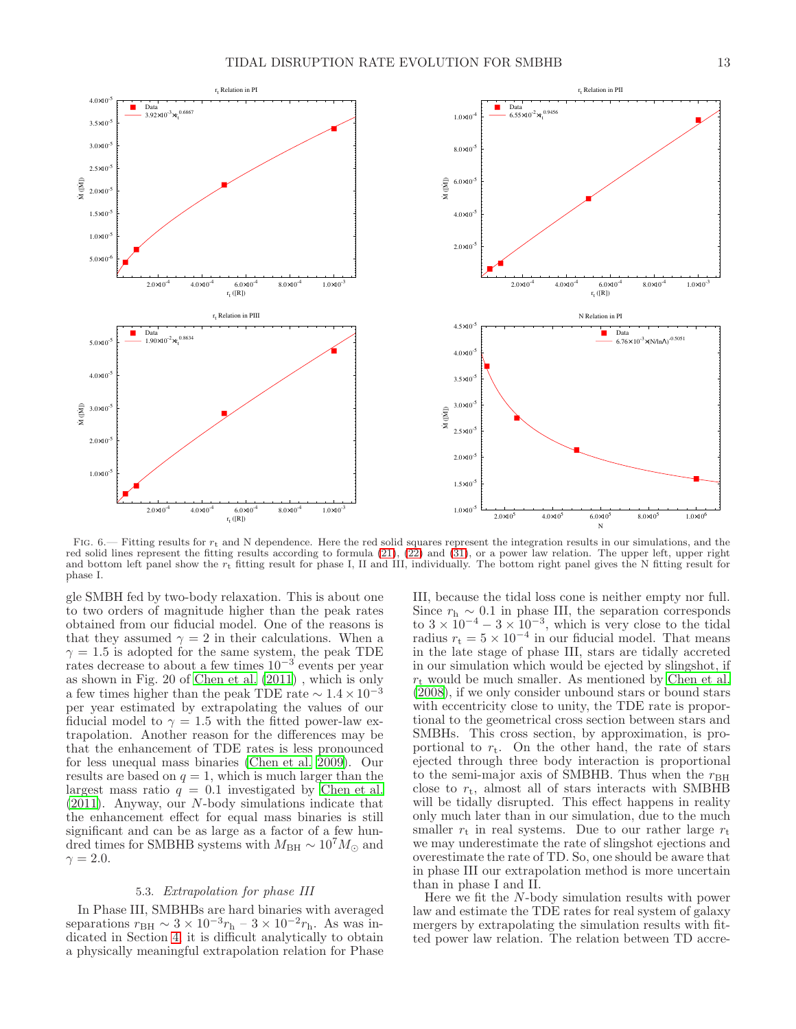FIG. 6.— Fitting results for $r_t$ and N dependence. Here the red solid squares represent the integration results in our simulations, and the red solid lines represent the fitting results according to formula (21), (22) and (31), or a power law relation. The upper left, upper right and bottom left panel show the $r_t$ fitting result for phase I, II and III, individually. The bottom right panel gives the N fitting result for phase I.

gle SMBH fed by two-body relaxation. This is about one to two orders of magnitude higher than the peak rates obtained from our fiducial model. One of the reasons is that they assumed $\gamma = 2$ in their calculations. When a $\gamma = 1.5$ is adopted for the same system, the peak TDE rates decrease to about a few times $10^{-3}$ events per year as shown in Fig. 20 of Chen et al. (2011) , which is only a few times higher than the peak TDE rate $\sim 1.4 \times 10^{-3}$ per year estimated by extrapolating the values of our fiducial model to $\gamma = 1.5$ with the fitted power-law extrapolation. Another reason for the differences may be that the enhancement of TDE rates is less pronounced for less unequal mass binaries (Chen et al. 2009). Our results are based on $q = 1$, which is much larger than the largest mass ratio $q = 0.1$ investigated by Chen et al. (2011). Anyway, our $N$-body simulations indicate that the enhancement effect for equal mass binaries is still significant and can be as large as a factor of a few hundred times for SMBHB systems with $M_{\rm BH} \sim 10^7 M_\odot$ and $\gamma = 2.0$.

### 5.3. *Extrapolation for phase III*

In Phase III, SMBHBs are hard binaries with averaged separations $r_{\rm BH} \sim 3 \times 10^{-3} r_{\rm h}$ – $3 \times 10^{-2} r_{\rm h}$. As was indicated in Section 4, it is difficult analytically to obtain a physically meaningful extrapolation relation for Phase III, because the tidal loss cone is neither empty nor full. Since $r_{\rm h} \sim 0.1$ in phase III, the separation corresponds to $3 \times 10^{-4} - 3 \times 10^{-3}$, which is very close to the tidal radius $r_{\rm t} = 5 \times 10^{-4}$ in our fiducial model. That means in the late stage of phase III, stars are tidally accreted in our simulation which would be ejected by slingshot, if $r_{\rm t}$ would be much smaller. As mentioned by Chen et al. (2008), if we only consider unbound stars or bound stars with eccentricity close to unity, the TDE rate is proportional to the geometrical cross section between stars and SMBHs. This cross section, by approximation, is proportional to $r_{\rm t}$. On the other hand, the rate of stars ejected through three body interaction is proportional to the semi-major axis of SMBHB. Thus when the $r_{\rm BH}$ close to $r_{\rm t}$, almost all of stars interacts with SMBHB will be tidally disrupted. This effect happens in reality only much later than in our simulation, due to the much smaller $r_{\rm t}$ in real systems. Due to our rather large $r_{\rm t}$ we may underestimate the rate of slingshot ejections and overestimate the rate of TD. So, one should be aware that in phase III our extrapolation method is more uncertain than in phase I and II.

Here we fit the $N$-body simulation results with power law and estimate the TDE rates for real system of galaxy mergers by extrapolating the simulation results with fitted power law relation. The relation between TD accre-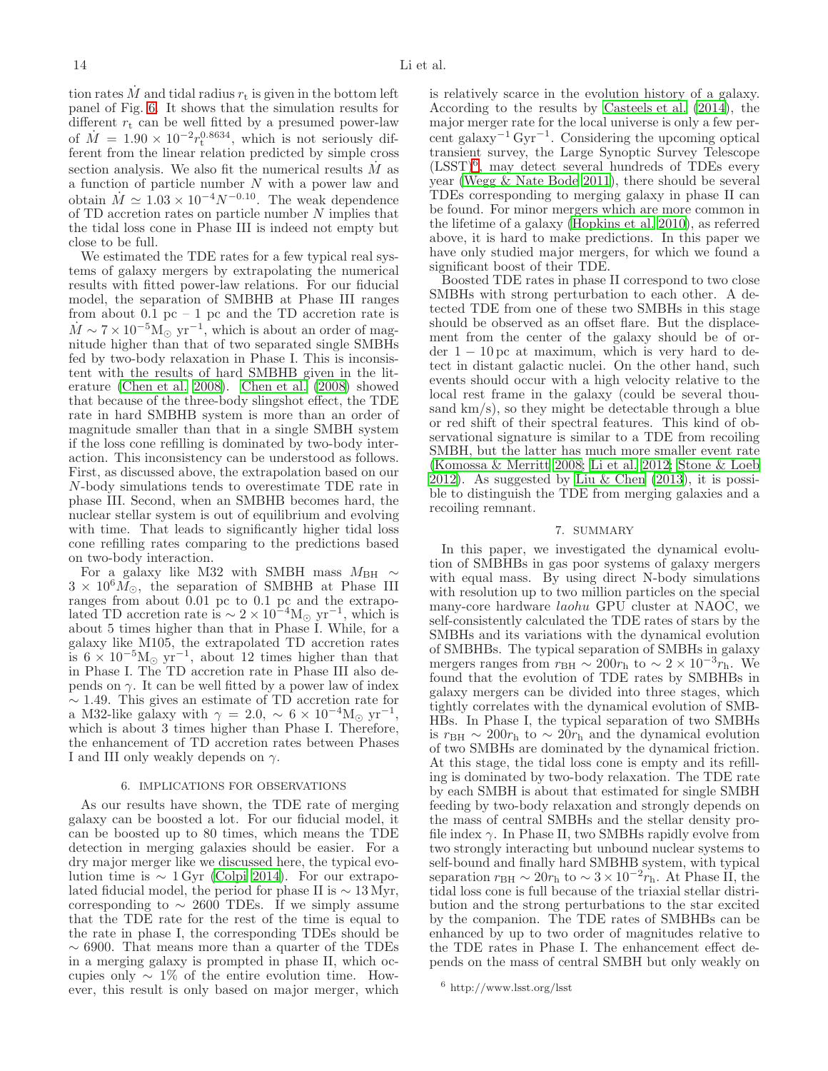tion rates $\dot{M}$ and tidal radius $r_t$ is given in the bottom left panel of Fig. 6. It shows that the simulation results for different $r_t$ can be well fitted by a presumed power-law of $\dot{M} = 1.90 \times 10^{-2} r_t^{0.8634}$, which is not seriously different from the linear relation predicted by simple cross section analysis. We also fit the numerical results $\dot{M}$ as a function of particle number $N$ with a power law and obtain $\dot{M} \simeq 1.03 \times 10^{-4} N^{-0.10}$. The weak dependence of TD accretion rates on particle number $N$ implies that the tidal loss cone in Phase III is indeed not empty but close to be full.

We estimated the TDE rates for a few typical real systems of galaxy mergers by extrapolating the numerical results with fitted power-law relations. For our fiducial model, the separation of SMBHB at Phase III ranges from about 0.1 pc – 1 pc and the TD accretion rate is $\dot{M} \sim 7 \times 10^{-5} \mathrm{M}_\odot\ \mathrm{yr}^{-1}$, which is about an order of magnitude higher than that of two separated single SMBHs fed by two-body relaxation in Phase I. This is inconsistent with the results of hard SMBHB given in the literature (Chen et al. 2008). Chen et al. (2008) showed that because of the three-body slingshot effect, the TDE rate in hard SMBHB system is more than an order of magnitude smaller than that in a single SMBH system if the loss cone refilling is dominated by two-body interaction. This inconsistency can be understood as follows. First, as discussed above, the extrapolation based on our $N$-body simulations tends to overestimate TDE rate in phase III. Second, when an SMBHB becomes hard, the nuclear stellar system is out of equilibrium and evolving with time. That leads to significantly higher tidal loss cone refilling rates comparing to the predictions based on two-body interaction.

For a galaxy like M32 with SMBH mass $M_{\mathrm{BH}} \sim 3 \times 10^6 M_\odot$, the separation of SMBHB at Phase III ranges from about 0.01 pc to 0.1 pc and the extrapolated TD accretion rate is $\sim 2 \times 10^{-4} \mathrm{M}_\odot\ \mathrm{yr}^{-1}$, which is about 5 times higher than that in Phase I. While, for a galaxy like M105, the extrapolated TD accretion rates is $6 \times 10^{-5} \mathrm{M}_\odot\ \mathrm{yr}^{-1}$, about 12 times higher than that in Phase I. The TD accretion rate in Phase III also depends on $\gamma$. It can be well fitted by a power law of index $\sim 1.49$. This gives an estimate of TD accretion rate for a M32-like galaxy with $\gamma = 2.0$, $\sim 6 \times 10^{-4} \mathrm{M}_\odot\ \mathrm{yr}^{-1}$, which is about 3 times higher than Phase I. Therefore, the enhancement of TD accretion rates between Phases I and III only weakly depends on $\gamma$.

## 6. IMPLICATIONS FOR OBSERVATIONS

As our results have shown, the TDE rate of merging galaxy can be boosted a lot. For our fiducial model, it can be boosted up to 80 times, which means the TDE detection in merging galaxies should be easier. For a dry major merger like we discussed here, the typical evolution time is $\sim 1\,\mathrm{Gyr}$ (Colpi 2014). For our extrapolated fiducial model, the period for phase II is $\sim 13\,\mathrm{Myr}$, corresponding to $\sim 2600$ TDEs. If we simply assume that the TDE rate for the rest of the time is equal to the rate in phase I, the corresponding TDEs should be $\sim 6900$. That means more than a quarter of the TDEs in a merging galaxy is prompted in phase II, which occupies only $\sim 1\%$ of the entire evolution time. However, this result is only based on major merger, which is relatively scarce in the evolution history of a galaxy. According to the results by Casteels et al. (2014), the major merger rate for the local universe is only a few percent $\mathrm{galaxy}^{-1}\,\mathrm{Gyr}^{-1}$. Considering the upcoming optical transient survey, the Large Synoptic Survey Telescope (LSST)[6], may detect several hundreds of TDEs every year (Wegg & Nate Bode 2011), there should be several TDEs corresponding to merging galaxy in phase II can be found. For minor mergers which are more common in the lifetime of a galaxy (Hopkins et al. 2010), as referred above, it is hard to make predictions. In this paper we have only studied major mergers, for which we found a significant boost of their TDE.

Boosted TDE rates in phase II correspond to two close SMBHs with strong perturbation to each other. A detected TDE from one of these two SMBHs in this stage should be observed as an offset flare. But the displacement from the center of the galaxy should be of order $1 - 10\,\mathrm{pc}$ at maximum, which is very hard to detect in distant galactic nuclei. On the other hand, such events should occur with a high velocity relative to the local rest frame in the galaxy (could be several thousand km/s), so they might be detectable through a blue or red shift of their spectral features. This kind of observational signature is similar to a TDE from recoiling SMBH, but the latter has much more smaller event rate (Komossa & Merritt 2008; Li et al. 2012; Stone & Loeb 2012). As suggested by Liu & Chen (2013), it is possible to distinguish the TDE from merging galaxies and a recoiling remnant.

## 7. SUMMARY

In this paper, we investigated the dynamical evolution of SMBHBs in gas poor systems of galaxy mergers with equal mass. By using direct N-body simulations with resolution up to two million particles on the special many-core hardware *laohu* GPU cluster at NAOC, we self-consistently calculated the TDE rates of stars by the SMBHs and its variations with the dynamical evolution of SMBHBs. The typical separation of SMBHs in galaxy mergers ranges from $r_{\mathrm{BH}} \sim 200 r_{\mathrm{h}}$ to $\sim 2 \times 10^{-3} r_{\mathrm{h}}$. We found that the evolution of TDE rates by SMBHBs in galaxy mergers can be divided into three stages, which tightly correlates with the dynamical evolution of SMBHBs. In Phase I, the typical separation of two SMBHs is $r_{\mathrm{BH}} \sim 200 r_{\mathrm{h}}$ to $\sim 20 r_{\mathrm{h}}$ and the dynamical evolution of two SMBHs are dominated by the dynamical friction. At this stage, the tidal loss cone is empty and its refilling is dominated by two-body relaxation. The TDE rate by each SMBH is about that estimated for single SMBH feeding by two-body relaxation and strongly depends on the mass of central SMBHs and the stellar density profile index $\gamma$. In Phase II, two SMBHs rapidly evolve from two strongly interacting but unbound nuclear systems to self-bound and finally hard SMBHB system, with typical separation $r_{\mathrm{BH}} \sim 20 r_{\mathrm{h}}$ to $\sim 3 \times 10^{-2} r_{\mathrm{h}}$. At Phase II, the tidal loss cone is full because of the triaxial stellar distribution and the strong perturbations to the star excited by the companion. The TDE rates of SMBHBs can be enhanced by up to two order of magnitudes relative to the TDE rates in Phase I. The enhancement effect depends on the mass of central SMBH but only weakly on

[6] http://www.lsst.org/lsst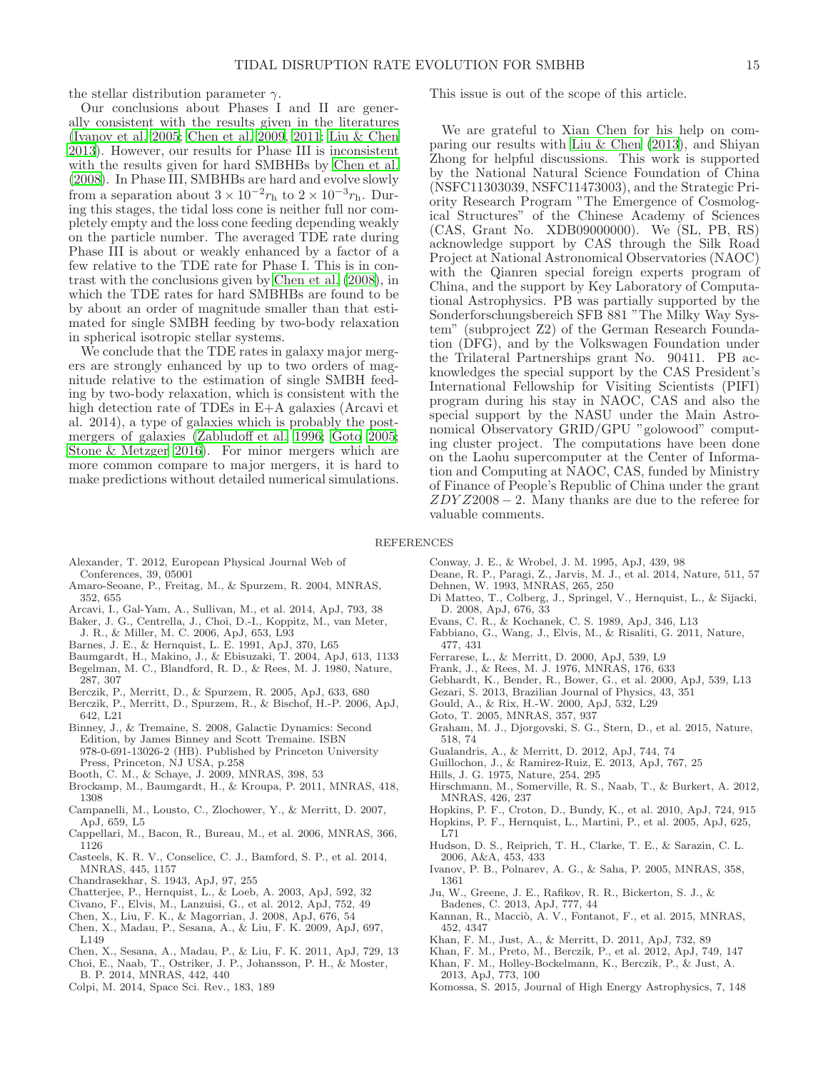the stellar distribution parameter $\gamma$.

Our conclusions about Phases I and II are generally consistent with the results given in the literatures (Ivanov et al. 2005; Chen et al. 2009, 2011; Liu & Chen 2013). However, our results for Phase III is inconsistent with the results given for hard SMBHBs by Chen et al. (2008). In Phase III, SMBHBs are hard and evolve slowly from a separation about $3 \times 10^{-2} r_{\rm h}$ to $2 \times 10^{-3} r_{\rm h}$. During this stages, the tidal loss cone is neither full nor completely empty and the loss cone feeding depending weakly on the particle number. The averaged TDE rate during Phase III is about or weakly enhanced by a factor of a few relative to the TDE rate for Phase I. This is in contrast with the conclusions given by Chen et al. (2008), in which the TDE rates for hard SMBHBs are found to be by about an order of magnitude smaller than that estimated for single SMBH feeding by two-body relaxation in spherical isotropic stellar systems.

We conclude that the TDE rates in galaxy major mergers are strongly enhanced by up to two orders of magnitude relative to the estimation of single SMBH feeding by two-body relaxation, which is consistent with the high detection rate of TDEs in E+A galaxies (Arcavi et al. 2014), a type of galaxies which is probably the post-mergers of galaxies (Zabludoff et al. 1996; Goto 2005; Stone & Metzger 2016). For minor mergers which are more common compare to major mergers, it is hard to make predictions without detailed numerical simulations. This issue is out of the scope of this article.

We are grateful to Xian Chen for his help on comparing our results with Liu & Chen (2013), and Shiyan Zhong for helpful discussions. This work is supported by the National Natural Science Foundation of China (NSFC11303039, NSFC11473003), and the Strategic Priority Research Program "The Emergence of Cosmological Structures" of the Chinese Academy of Sciences (CAS, Grant No. XDB09000000). We (SL, PB, RS) acknowledge support by CAS through the Silk Road Project at National Astronomical Observatories (NAOC) with the Qianren special foreign experts program of China, and the support by Key Laboratory of Computational Astrophysics. PB was partially supported by the Sonderforschungsbereich SFB 881 "The Milky Way System" (subproject Z2) of the German Research Foundation (DFG), and by the Volkswagen Foundation under the Trilateral Partnerships grant No. 90411. PB acknowledges the special support by the CAS President's International Fellowship for Visiting Scientists (PIFI) program during his stay in NAOC, CAS and also the special support by the NASU under the Main Astronomical Observatory GRID/GPU "golowood" computing cluster project. The computations have been done on the Laohu supercomputer at the Center of Information and Computing at NAOC, CAS, funded by Ministry of Finance of People's Republic of China under the grant $ZDYZ2008-2$. Many thanks are due to the referee for valuable comments.

## REFERENCES

Alexander, T. 2012, European Physical Journal Web of Conferences, 39, 05001

Amaro-Seoane, P., Freitag, M., & Spurzem, R. 2004, MNRAS, 352, 655

Arcavi, I., Gal-Yam, A., Sullivan, M., et al. 2014, ApJ, 793, 38

Baker, J. G., Centrella, J., Choi, D.-I., Koppitz, M., van Meter, J. R., & Miller, M. C. 2006, ApJ, 653, L93

Barnes, J. E., & Hernquist, L. E. 1991, ApJ, 370, L65

Baumgardt, H., Makino, J., & Ebisuzaki, T. 2004, ApJ, 613, 1133

Begelman, M. C., Blandford, R. D., & Rees, M. J. 1980, Nature, 287, 307

Berczik, P., Merritt, D., & Spurzem, R. 2005, ApJ, 633, 680

Berczik, P., Merritt, D., Spurzem, R., & Bischof, H.-P. 2006, ApJ, 642, L21

Binney, J., & Tremaine, S. 2008, Galactic Dynamics: Second Edition, by James Binney and Scott Tremaine. ISBN 978-0-691-13026-2 (HB). Published by Princeton University Press, Princeton, NJ USA, p.258

Booth, C. M., & Schaye, J. 2009, MNRAS, 398, 53

Brockamp, M., Baumgardt, H., & Kroupa, P. 2011, MNRAS, 418, 1308

Campanelli, M., Lousto, C., Zlochower, Y., & Merritt, D. 2007, ApJ, 659, L5

Cappellari, M., Bacon, R., Bureau, M., et al. 2006, MNRAS, 366, 1126

Casteels, K. R. V., Conselice, C. J., Bamford, S. P., et al. 2014, MNRAS, 445, 1157

Chandrasekhar, S. 1943, ApJ, 97, 255

Chatterjee, P., Hernquist, L., & Loeb, A. 2003, ApJ, 592, 32

Civano, F., Elvis, M., Lanzuisi, G., et al. 2012, ApJ, 752, 49

Chen, X., Liu, F. K., & Magorrian, J. 2008, ApJ, 676, 54

Chen, X., Madau, P., Sesana, A., & Liu, F. K. 2009, ApJ, 697, L149

Chen, X., Sesana, A., Madau, P., & Liu, F. K. 2011, ApJ, 729, 13

Choi, E., Naab, T., Ostriker, J. P., Johansson, P. H., & Moster, B. P. 2014, MNRAS, 442, 440

Colpi, M. 2014, Space Sci. Rev., 183, 189

Conway, J. E., & Wrobel, J. M. 1995, ApJ, 439, 98

Deane, R. P., Paragi, Z., Jarvis, M. J., et al. 2014, Nature, 511, 57

Dehnen, W. 1993, MNRAS, 265, 250

Di Matteo, T., Colberg, J., Springel, V., Hernquist, L., & Sijacki, D. 2008, ApJ, 676, 33

Evans, C. R., & Kochanek, C. S. 1989, ApJ, 346, L13

Fabbiano, G., Wang, J., Elvis, M., & Risaliti, G. 2011, Nature, 477, 431

Ferrarese, L., & Merritt, D. 2000, ApJ, 539, L9

Frank, J., & Rees, M. J. 1976, MNRAS, 176, 633

Gebhardt, K., Bender, R., Bower, G., et al. 2000, ApJ, 539, L13

Gezari, S. 2013, Brazilian Journal of Physics, 43, 351

Gould, A., & Rix, H.-W. 2000, ApJ, 532, L29

Goto, T. 2005, MNRAS, 357, 937

Graham, M. J., Djorgovski, S. G., Stern, D., et al. 2015, Nature, 518, 74

Gualandris, A., & Merritt, D. 2012, ApJ, 744, 74

Guillochon, J., & Ramirez-Ruiz, E. 2013, ApJ, 767, 25

Hills, J. G. 1975, Nature, 254, 295

Hirschmann, M., Somerville, R. S., Naab, T., & Burkert, A. 2012, MNRAS, 426, 237

Hopkins, P. F., Croton, D., Bundy, K., et al. 2010, ApJ, 724, 915

Hopkins, P. F., Hernquist, L., Martini, P., et al. 2005, ApJ, 625, L71

Hudson, D. S., Reiprich, T. H., Clarke, T. E., & Sarazin, C. L. 2006, A&A, 453, 433

Ivanov, P. B., Polnarev, A. G., & Saha, P. 2005, MNRAS, 358, 1361

Ju, W., Greene, J. E., Rafikov, R. R., Bickerton, S. J., & Badenes, C. 2013, ApJ, 777, 44

Kannan, R., Macciò, A. V., Fontanot, F., et al. 2015, MNRAS, 452, 4347

Khan, F. M., Just, A., & Merritt, D. 2011, ApJ, 732, 89

Khan, F. M., Preto, M., Berczik, P., et al. 2012, ApJ, 749, 147

Khan, F. M., Holley-Bockelmann, K., Berczik, P., & Just, A. 2013, ApJ, 773, 100

Komossa, S. 2015, Journal of High Energy Astrophysics, 7, 148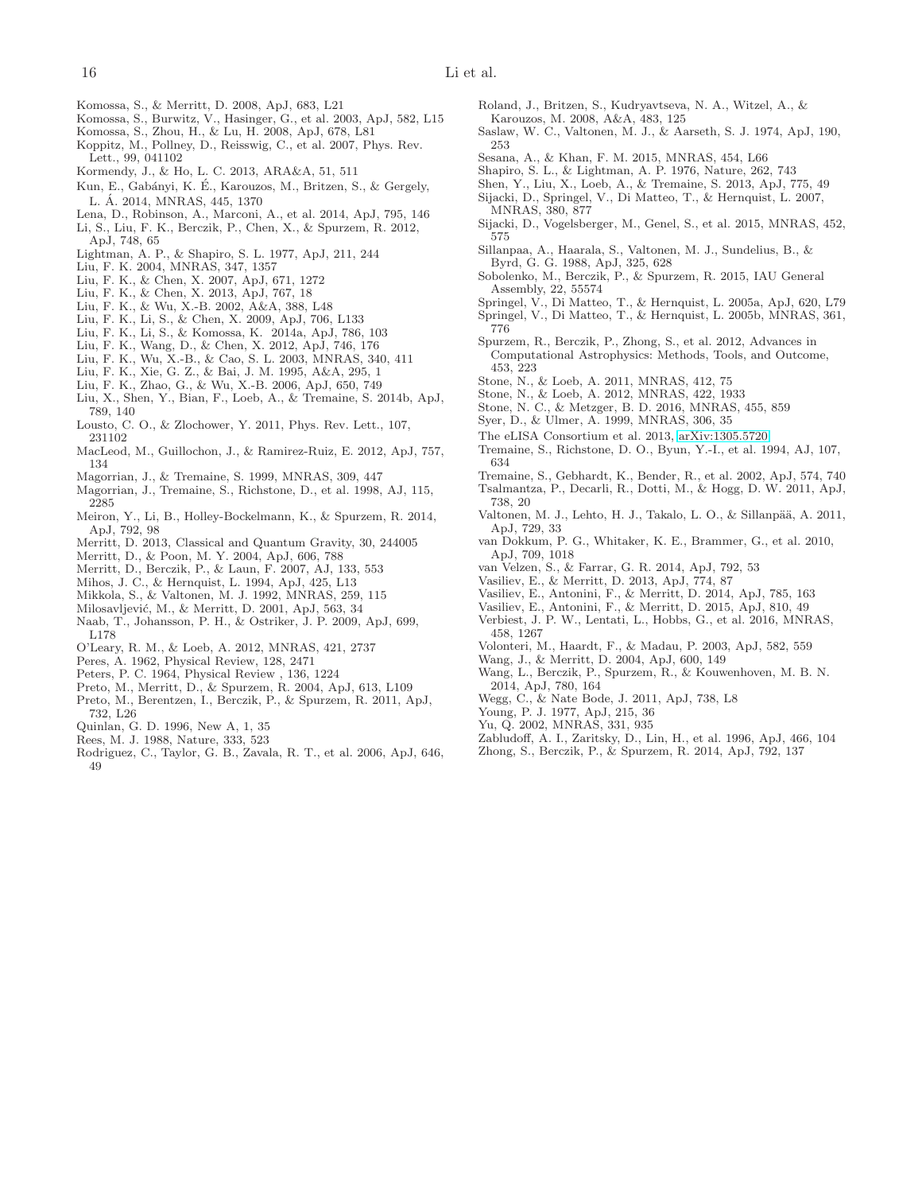Komossa, S., & Merritt, D. 2008, ApJ, 683, L21
Komossa, S., Burwitz, V., Hasinger, G., et al. 2003, ApJ, 582, L15
Komossa, S., Zhou, H., & Lu, H. 2008, ApJ, 678, L81
Koppitz, M., Pollney, D., Reisswig, C., et al. 2007, Phys. Rev. Lett., 99, 041102
Kormendy, J., & Ho, L. C. 2013, ARA&A, 51, 511
Kun, E., Gabányi, K. É., Karouzos, M., Britzen, S., & Gergely, L. Á. 2014, MNRAS, 445, 1370
Lena, D., Robinson, A., Marconi, A., et al. 2014, ApJ, 795, 146
Li, S., Liu, F. K., Berczik, P., Chen, X., & Spurzem, R. 2012, ApJ, 748, 65
Lightman, A. P., & Shapiro, S. L. 1977, ApJ, 211, 244
Liu, F. K. 2004, MNRAS, 347, 1357
Liu, F. K., & Chen, X. 2007, ApJ, 671, 1272
Liu, F. K., & Chen, X. 2013, ApJ, 767, 18
Liu, F. K., & Wu, X.-B. 2002, A&A, 388, L48
Liu, F. K., Li, S., & Chen, X. 2009, ApJ, 706, L133
Liu, F. K., Li, S., & Komossa, K. 2014a, ApJ, 786, 103
Liu, F. K., Wang, D., & Chen, X. 2012, ApJ, 746, 176
Liu, F. K., Wu, X.-B., & Cao, S. L. 2003, MNRAS, 340, 411
Liu, F. K., Xie, G. Z., & Bai, J. M. 1995, A&A, 295, 1
Liu, F. K., Zhao, G., & Wu, X.-B. 2006, ApJ, 650, 749
Liu, X., Shen, Y., Bian, F., Loeb, A., & Tremaine, S. 2014b, ApJ, 789, 140
Lousto, C. O., & Zlochower, Y. 2011, Phys. Rev. Lett., 107, 231102
MacLeod, M., Guillochon, J., & Ramirez-Ruiz, E. 2012, ApJ, 757, 134
Magorrian, J., & Tremaine, S. 1999, MNRAS, 309, 447
Magorrian, J., Tremaine, S., Richstone, D., et al. 1998, AJ, 115, 2285
Meiron, Y., Li, B., Holley-Bockelmann, K., & Spurzem, R. 2014, ApJ, 792, 98
Merritt, D. 2013, Classical and Quantum Gravity, 30, 244005
Merritt, D., & Poon, M. Y. 2004, ApJ, 606, 788
Merritt, D., Berczik, P., & Laun, F. 2007, AJ, 133, 553
Mihos, J. C., & Hernquist, L. 1994, ApJ, 425, L13
Mikkola, S., & Valtonen, M. J. 1992, MNRAS, 259, 115
Milosavljević, M., & Merritt, D. 2001, ApJ, 563, 34
Naab, T., Johansson, P. H., & Ostriker, J. P. 2009, ApJ, 699, L178
O'Leary, R. M., & Loeb, A. 2012, MNRAS, 421, 2737
Peres, A. 1962, Physical Review, 128, 2471
Peters, P. C. 1964, Physical Review , 136, 1224
Preto, M., Merritt, D., & Spurzem, R. 2004, ApJ, 613, L109
Preto, M., Berentzen, I., Berczik, P., & Spurzem, R. 2011, ApJ, 732, L26
Quinlan, G. D. 1996, New A, 1, 35
Rees, M. J. 1988, Nature, 333, 523
Rodriguez, C., Taylor, G. B., Zavala, R. T., et al. 2006, ApJ, 646, 49
Roland, J., Britzen, S., Kudryavtseva, N. A., Witzel, A., & Karouzos, M. 2008, A&A, 483, 125
Saslaw, W. C., Valtonen, M. J., & Aarseth, S. J. 1974, ApJ, 190, 253
Sesana, A., & Khan, F. M. 2015, MNRAS, 454, L66
Shapiro, S. L., & Lightman, A. P. 1976, Nature, 262, 743
Shen, Y., Liu, X., Loeb, A., & Tremaine, S. 2013, ApJ, 775, 49
Sijacki, D., Springel, V., Di Matteo, T., & Hernquist, L. 2007, MNRAS, 380, 877
Sijacki, D., Vogelsberger, M., Genel, S., et al. 2015, MNRAS, 452, 575
Sillanpaa, A., Haarala, S., Valtonen, M. J., Sundelius, B., & Byrd, G. G. 1988, ApJ, 325, 628
Sobolenko, M., Berczik, P., & Spurzem, R. 2015, IAU General Assembly, 22, 55574
Springel, V., Di Matteo, T., & Hernquist, L. 2005a, ApJ, 620, L79
Springel, V., Di Matteo, T., & Hernquist, L. 2005b, MNRAS, 361, 776
Spurzem, R., Berczik, P., Zhong, S., et al. 2012, Advances in Computational Astrophysics: Methods, Tools, and Outcome, 453, 223
Stone, N., & Loeb, A. 2011, MNRAS, 412, 75
Stone, N., & Loeb, A. 2012, MNRAS, 422, 1933
Stone, N. C., & Metzger, B. D. 2016, MNRAS, 455, 859
Syer, D., & Ulmer, A. 1999, MNRAS, 306, 35
The eLISA Consortium et al. 2013, arXiv:1305.5720
Tremaine, S., Richstone, D. O., Byun, Y.-I., et al. 1994, AJ, 107, 634
Tremaine, S., Gebhardt, K., Bender, R., et al. 2002, ApJ, 574, 740
Tsalmantza, P., Decarli, R., Dotti, M., & Hogg, D. W. 2011, ApJ, 738, 20
Valtonen, M. J., Lehto, H. J., Takalo, L. O., & Sillanpää, A. 2011, ApJ, 729, 33
van Dokkum, P. G., Whitaker, K. E., Brammer, G., et al. 2010, ApJ, 709, 1018
van Velzen, S., & Farrar, G. R. 2014, ApJ, 792, 53
Vasiliev, E., & Merritt, D. 2013, ApJ, 774, 87
Vasiliev, E., Antonini, F., & Merritt, D. 2014, ApJ, 785, 163
Vasiliev, E., Antonini, F., & Merritt, D. 2015, ApJ, 810, 49
Verbiest, J. P. W., Lentati, L., Hobbs, G., et al. 2016, MNRAS, 458, 1267
Volonteri, M., Haardt, F., & Madau, P. 2003, ApJ, 582, 559
Wang, J., & Merritt, D. 2004, ApJ, 600, 149
Wang, L., Berczik, P., Spurzem, R., & Kouwenhoven, M. B. N. 2014, ApJ, 780, 164
Wegg, C., & Nate Bode, J. 2011, ApJ, 738, L8
Young, P. J. 1977, ApJ, 215, 36
Yu, Q. 2002, MNRAS, 331, 935
Zabludoff, A. I., Zaritsky, D., Lin, H., et al. 1996, ApJ, 466, 104
Zhong, S., Berczik, P., & Spurzem, R. 2014, ApJ, 792, 137